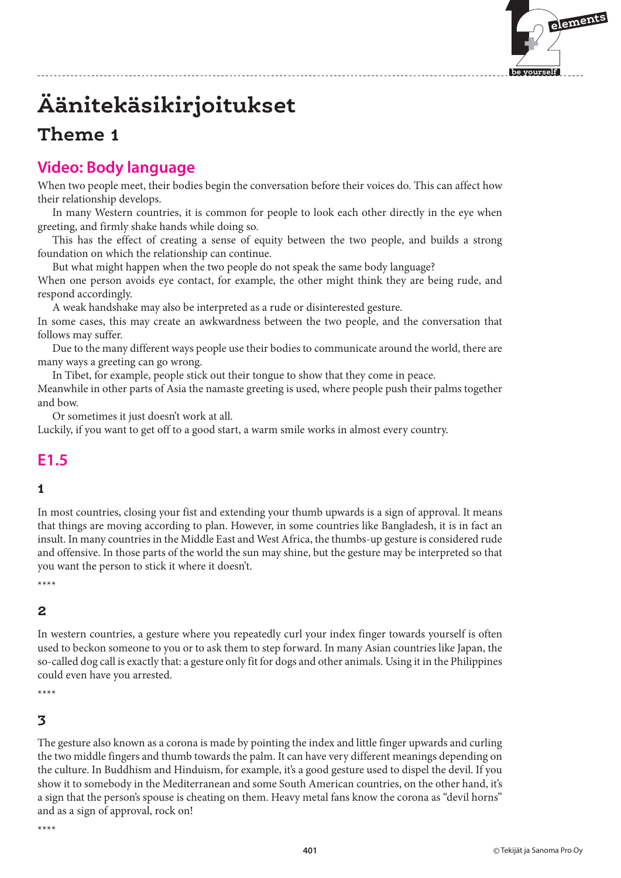# Äänitekäsikirjoitukset

## Theme 1

### Video: Body language

When two people meet, their bodies begin the conversation before their voices do. This can affect how their relationship develops.

In many Western countries, it is common for people to look each other directly in the eye when greeting, and firmly shake hands while doing so.

This has the effect of creating a sense of equity between the two people, and builds a strong foundation on which the relationship can continue.

But what might happen when the two people do not speak the same body language?

When one person avoids eye contact, for example, the other might think they are being rude, and respond accordingly.

A weak handshake may also be interpreted as a rude or disinterested gesture.

In some cases, this may create an awkwardness between the two people, and the conversation that follows may suffer.

Due to the many different ways people use their bodies to communicate around the world, there are many ways a greeting can go wrong.

In Tibet, for example, people stick out their tongue to show that they come in peace.

Meanwhile in other parts of Asia the namaste greeting is used, where people push their palms together and bow.

Or sometimes it just doesn't work at all.

Luckily, if you want to get off to a good start, a warm smile works in almost every country.

### E1.5

#### 1

In most countries, closing your fist and extending your thumb upwards is a sign of approval. It means that things are moving according to plan. However, in some countries like Bangladesh, it is in fact an insult. In many countries in the Middle East and West Africa, the thumbs-up gesture is considered rude and offensive. In those parts of the world the sun may shine, but the gesture may be interpreted so that you want the person to stick it where it doesn't.

****

#### 2

In western countries, a gesture where you repeatedly curl your index finger towards yourself is often used to beckon someone to you or to ask them to step forward. In many Asian countries like Japan, the so-called dog call is exactly that: a gesture only fit for dogs and other animals. Using it in the Philippines could even have you arrested.

****

#### 3

The gesture also known as a corona is made by pointing the index and little finger upwards and curling the two middle fingers and thumb towards the palm. It can have very different meanings depending on the culture. In Buddhism and Hinduism, for example, it's a good gesture used to dispel the devil. If you show it to somebody in the Mediterranean and some South American countries, on the other hand, it's a sign that the person's spouse is cheating on them. Heavy metal fans know the corona as "devil horns" and as a sign of approval, rock on!

****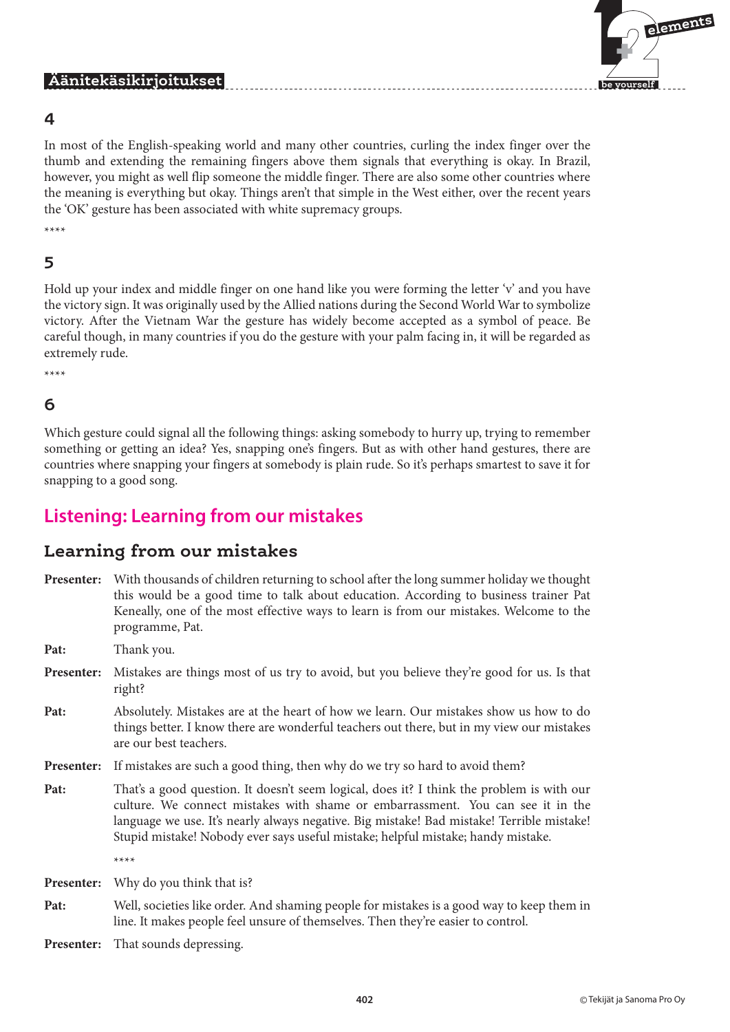## 4

In most of the English-speaking world and many other countries, curling the index finger over the thumb and extending the remaining fingers above them signals that everything is okay. In Brazil, however, you might as well flip someone the middle finger. There are also some other countries where the meaning is everything but okay. Things aren't that simple in the West either, over the recent years the 'OK' gesture has been associated with white supremacy groups.

****

## 5

Hold up your index and middle finger on one hand like you were forming the letter 'v' and you have the victory sign. It was originally used by the Allied nations during the Second World War to symbolize victory. After the Vietnam War the gesture has widely become accepted as a symbol of peace. Be careful though, in many countries if you do the gesture with your palm facing in, it will be regarded as extremely rude.

****

## 6

Which gesture could signal all the following things: asking somebody to hurry up, trying to remember something or getting an idea? Yes, snapping one's fingers. But as with other hand gestures, there are countries where snapping your fingers at somebody is plain rude. So it's perhaps smartest to save it for snapping to a good song.

# Listening: Learning from our mistakes

## Learning from our mistakes

**Presenter:** With thousands of children returning to school after the long summer holiday we thought this would be a good time to talk about education. According to business trainer Pat Keneally, one of the most effective ways to learn is from our mistakes. Welcome to the programme, Pat.

**Pat:** Thank you.

**Presenter:** Mistakes are things most of us try to avoid, but you believe they're good for us. Is that right?

**Pat:** Absolutely. Mistakes are at the heart of how we learn. Our mistakes show us how to do things better. I know there are wonderful teachers out there, but in my view our mistakes are our best teachers.

**Presenter:** If mistakes are such a good thing, then why do we try so hard to avoid them?

**Pat:** That's a good question. It doesn't seem logical, does it? I think the problem is with our culture. We connect mistakes with shame or embarrassment. You can see it in the language we use. It's nearly always negative. Big mistake! Bad mistake! Terrible mistake! Stupid mistake! Nobody ever says useful mistake; helpful mistake; handy mistake.

****

**Presenter:** Why do you think that is?

**Pat:** Well, societies like order. And shaming people for mistakes is a good way to keep them in line. It makes people feel unsure of themselves. Then they're easier to control.

**Presenter:** That sounds depressing.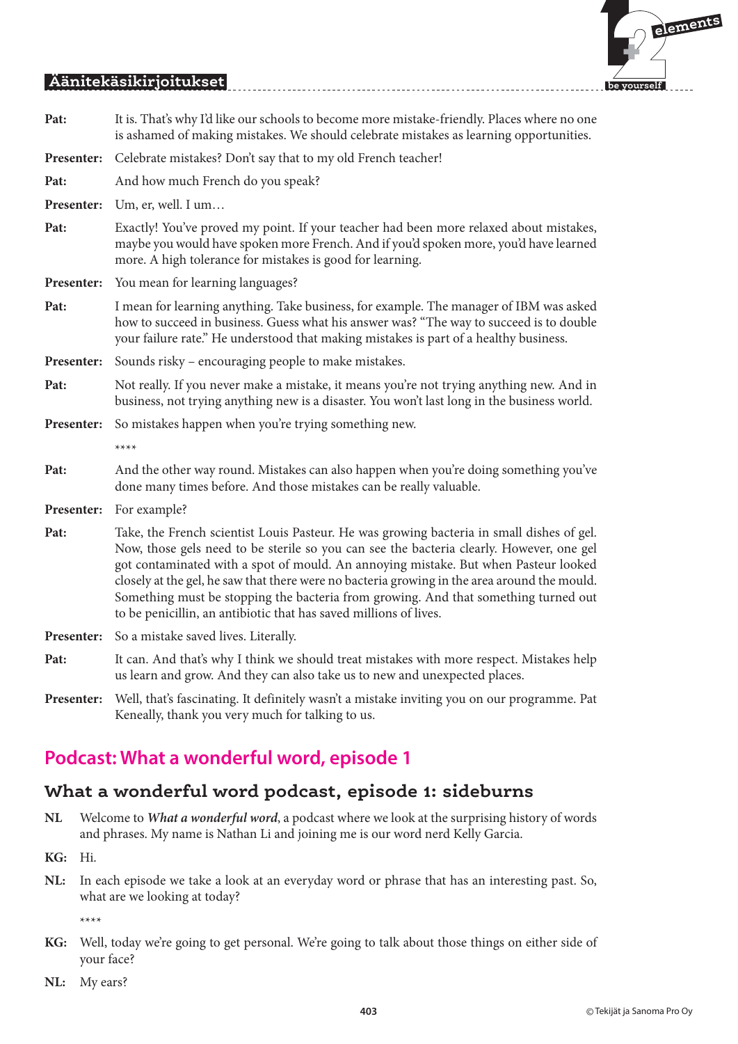**Pat:** It is. That's why I'd like our schools to become more mistake-friendly. Places where no one is ashamed of making mistakes. We should celebrate mistakes as learning opportunities.

**Presenter:** Celebrate mistakes? Don't say that to my old French teacher!

**Pat:** And how much French do you speak?

**Presenter:** Um, er, well. I um…

**Pat:** Exactly! You've proved my point. If your teacher had been more relaxed about mistakes, maybe you would have spoken more French. And if you'd spoken more, you'd have learned more. A high tolerance for mistakes is good for learning.

**Presenter:** You mean for learning languages?

**Pat:** I mean for learning anything. Take business, for example. The manager of IBM was asked how to succeed in business. Guess what his answer was? "The way to succeed is to double your failure rate." He understood that making mistakes is part of a healthy business.

**Presenter:** Sounds risky – encouraging people to make mistakes.

**Pat:** Not really. If you never make a mistake, it means you're not trying anything new. And in business, not trying anything new is a disaster. You won't last long in the business world.

**Presenter:** So mistakes happen when you're trying something new.

\*\*\*\*

**Pat:** And the other way round. Mistakes can also happen when you're doing something you've done many times before. And those mistakes can be really valuable.

**Presenter:** For example?

**Pat:** Take, the French scientist Louis Pasteur. He was growing bacteria in small dishes of gel. Now, those gels need to be sterile so you can see the bacteria clearly. However, one gel got contaminated with a spot of mould. An annoying mistake. But when Pasteur looked closely at the gel, he saw that there were no bacteria growing in the area around the mould. Something must be stopping the bacteria from growing. And that something turned out to be penicillin, an antibiotic that has saved millions of lives.

**Presenter:** So a mistake saved lives. Literally.

**Pat:** It can. And that's why I think we should treat mistakes with more respect. Mistakes help us learn and grow. And they can also take us to new and unexpected places.

**Presenter:** Well, that's fascinating. It definitely wasn't a mistake inviting you on our programme. Pat Keneally, thank you very much for talking to us.

## Podcast: What a wonderful word, episode 1

### What a wonderful word podcast, episode 1: sideburns

**NL** Welcome to ***What a wonderful word***, a podcast where we look at the surprising history of words and phrases. My name is Nathan Li and joining me is our word nerd Kelly Garcia.

**KG:** Hi.

**NL:** In each episode we take a look at an everyday word or phrase that has an interesting past. So, what are we looking at today?

\*\*\*\*

**KG:** Well, today we're going to get personal. We're going to talk about those things on either side of your face?

**NL:** My ears?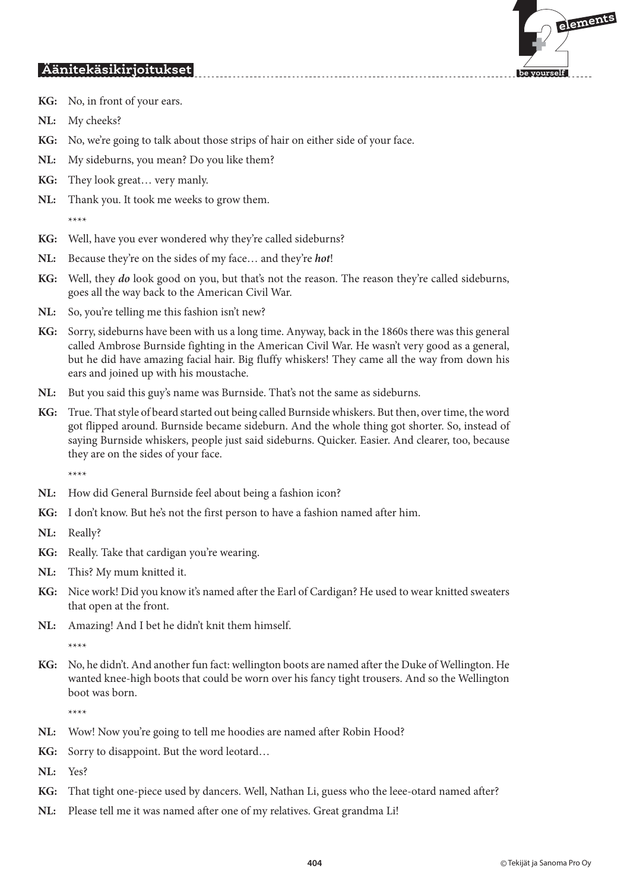**KG:** No, in front of your ears.

**NL:** My cheeks?

**KG:** No, we're going to talk about those strips of hair on either side of your face.

**NL:** My sideburns, you mean? Do you like them?

**KG:** They look great… very manly.

**NL:** Thank you. It took me weeks to grow them.

\*\*\*\*

**KG:** Well, have you ever wondered why they're called sideburns?

**NL:** Because they're on the sides of my face… and they're ***hot***!

**KG:** Well, they ***do*** look good on you, but that's not the reason. The reason they're called sideburns, goes all the way back to the American Civil War.

**NL:** So, you're telling me this fashion isn't new?

**KG:** Sorry, sideburns have been with us a long time. Anyway, back in the 1860s there was this general called Ambrose Burnside fighting in the American Civil War. He wasn't very good as a general, but he did have amazing facial hair. Big fluffy whiskers! They came all the way from down his ears and joined up with his moustache.

**NL:** But you said this guy's name was Burnside. That's not the same as sideburns.

**KG:** True. That style of beard started out being called Burnside whiskers. But then, over time, the word got flipped around. Burnside became sideburn. And the whole thing got shorter. So, instead of saying Burnside whiskers, people just said sideburns. Quicker. Easier. And clearer, too, because they are on the sides of your face.

\*\*\*\*

**NL:** How did General Burnside feel about being a fashion icon?

**KG:** I don't know. But he's not the first person to have a fashion named after him.

**NL:** Really?

**KG:** Really. Take that cardigan you're wearing.

**NL:** This? My mum knitted it.

**KG:** Nice work! Did you know it's named after the Earl of Cardigan? He used to wear knitted sweaters that open at the front.

**NL:** Amazing! And I bet he didn't knit them himself.

\*\*\*\*

**KG:** No, he didn't. And another fun fact: wellington boots are named after the Duke of Wellington. He wanted knee-high boots that could be worn over his fancy tight trousers. And so the Wellington boot was born.

\*\*\*\*

**NL:** Wow! Now you're going to tell me hoodies are named after Robin Hood?

**KG:** Sorry to disappoint. But the word leotard…

**NL:** Yes?

**KG:** That tight one-piece used by dancers. Well, Nathan Li, guess who the leee-otard named after?

**NL:** Please tell me it was named after one of my relatives. Great grandma Li!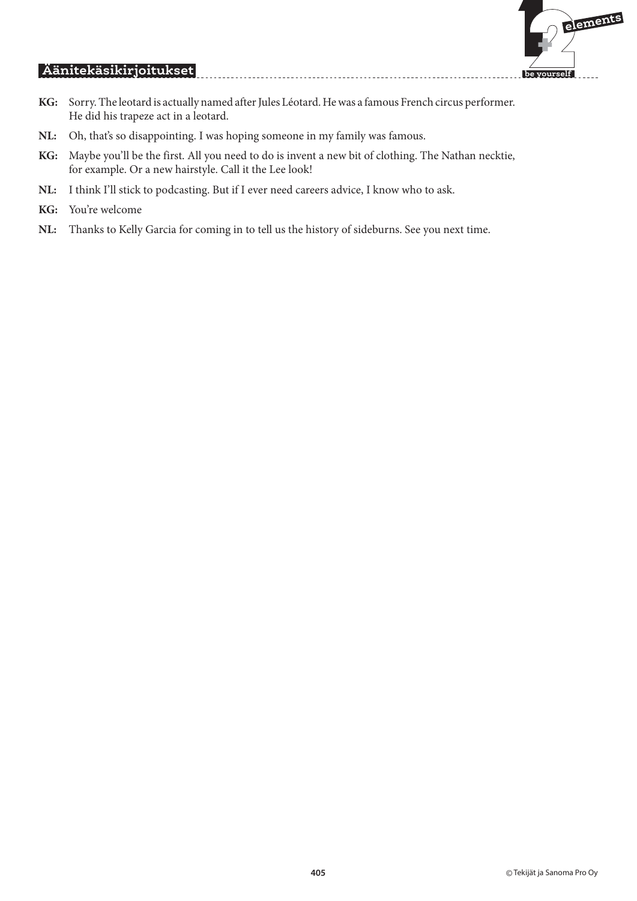**KG:** Sorry. The leotard is actually named after Jules Léotard. He was a famous French circus performer. He did his trapeze act in a leotard.

**NL:** Oh, that's so disappointing. I was hoping someone in my family was famous.

**KG:** Maybe you'll be the first. All you need to do is invent a new bit of clothing. The Nathan necktie, for example. Or a new hairstyle. Call it the Lee look!

**NL:** I think I'll stick to podcasting. But if I ever need careers advice, I know who to ask.

**KG:** You're welcome

**NL:** Thanks to Kelly Garcia for coming in to tell us the history of sideburns. See you next time.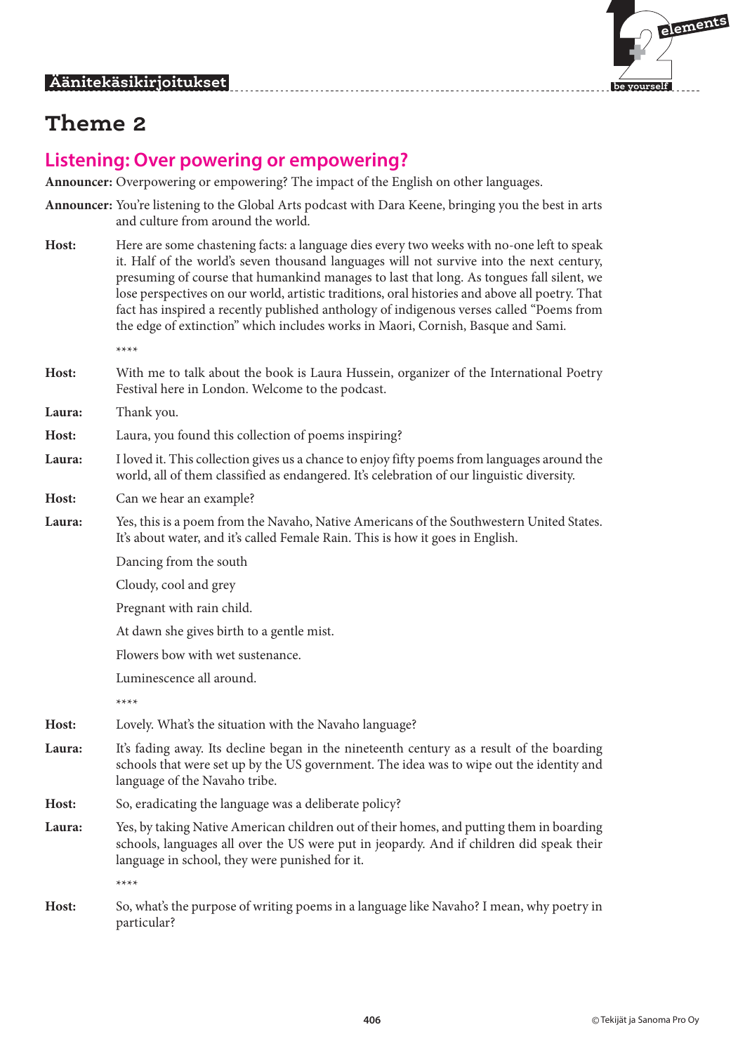# Theme 2

## Listening: Over powering or empowering?

**Announcer:** Overpowering or empowering? The impact of the English on other languages.

**Announcer:** You're listening to the Global Arts podcast with Dara Keene, bringing you the best in arts and culture from around the world.

**Host:** Here are some chastening facts: a language dies every two weeks with no-one left to speak it. Half of the world's seven thousand languages will not survive into the next century, presuming of course that humankind manages to last that long. As tongues fall silent, we lose perspectives on our world, artistic traditions, oral histories and above all poetry. That fact has inspired a recently published anthology of indigenous verses called "Poems from the edge of extinction" which includes works in Maori, Cornish, Basque and Sami.

****

**Host:** With me to talk about the book is Laura Hussein, organizer of the International Poetry Festival here in London. Welcome to the podcast.

**Laura:** Thank you.

**Host:** Laura, you found this collection of poems inspiring?

**Laura:** I loved it. This collection gives us a chance to enjoy fifty poems from languages around the world, all of them classified as endangered. It's celebration of our linguistic diversity.

**Host:** Can we hear an example?

**Laura:** Yes, this is a poem from the Navaho, Native Americans of the Southwestern United States. It's about water, and it's called Female Rain. This is how it goes in English.

Dancing from the south

Cloudy, cool and grey

Pregnant with rain child.

At dawn she gives birth to a gentle mist.

Flowers bow with wet sustenance.

Luminescence all around.

****

**Host:** Lovely. What's the situation with the Navaho language?

**Laura:** It's fading away. Its decline began in the nineteenth century as a result of the boarding schools that were set up by the US government. The idea was to wipe out the identity and language of the Navaho tribe.

**Host:** So, eradicating the language was a deliberate policy?

**Laura:** Yes, by taking Native American children out of their homes, and putting them in boarding schools, languages all over the US were put in jeopardy. And if children did speak their language in school, they were punished for it.

****

**Host:** So, what's the purpose of writing poems in a language like Navaho? I mean, why poetry in particular?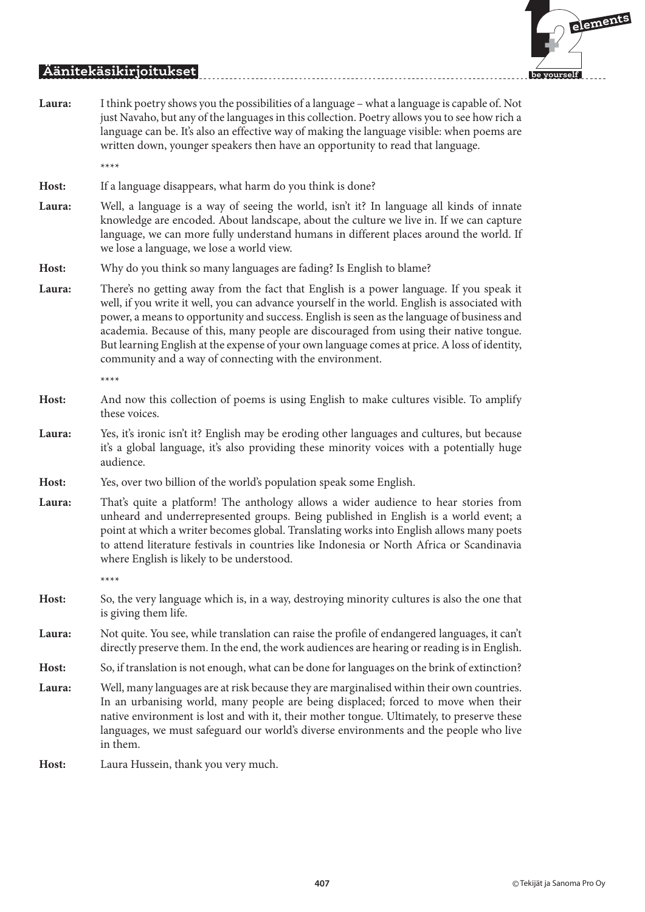**Laura:** I think poetry shows you the possibilities of a language – what a language is capable of. Not just Navaho, but any of the languages in this collection. Poetry allows you to see how rich a language can be. It's also an effective way of making the language visible: when poems are written down, younger speakers then have an opportunity to read that language.

\*\*\*\*

**Host:** If a language disappears, what harm do you think is done?

**Laura:** Well, a language is a way of seeing the world, isn't it? In language all kinds of innate knowledge are encoded. About landscape, about the culture we live in. If we can capture language, we can more fully understand humans in different places around the world. If we lose a language, we lose a world view.

**Host:** Why do you think so many languages are fading? Is English to blame?

**Laura:** There's no getting away from the fact that English is a power language. If you speak it well, if you write it well, you can advance yourself in the world. English is associated with power, a means to opportunity and success. English is seen as the language of business and academia. Because of this, many people are discouraged from using their native tongue. But learning English at the expense of your own language comes at price. A loss of identity, community and a way of connecting with the environment.

\*\*\*\*

**Host:** And now this collection of poems is using English to make cultures visible. To amplify these voices.

**Laura:** Yes, it's ironic isn't it? English may be eroding other languages and cultures, but because it's a global language, it's also providing these minority voices with a potentially huge audience.

**Host:** Yes, over two billion of the world's population speak some English.

**Laura:** That's quite a platform! The anthology allows a wider audience to hear stories from unheard and underrepresented groups. Being published in English is a world event; a point at which a writer becomes global. Translating works into English allows many poets to attend literature festivals in countries like Indonesia or North Africa or Scandinavia where English is likely to be understood.

\*\*\*\*

**Host:** So, the very language which is, in a way, destroying minority cultures is also the one that is giving them life.

**Laura:** Not quite. You see, while translation can raise the profile of endangered languages, it can't directly preserve them. In the end, the work audiences are hearing or reading is in English.

**Host:** So, if translation is not enough, what can be done for languages on the brink of extinction?

**Laura:** Well, many languages are at risk because they are marginalised within their own countries. In an urbanising world, many people are being displaced; forced to move when their native environment is lost and with it, their mother tongue. Ultimately, to preserve these languages, we must safeguard our world's diverse environments and the people who live in them.

**Host:** Laura Hussein, thank you very much.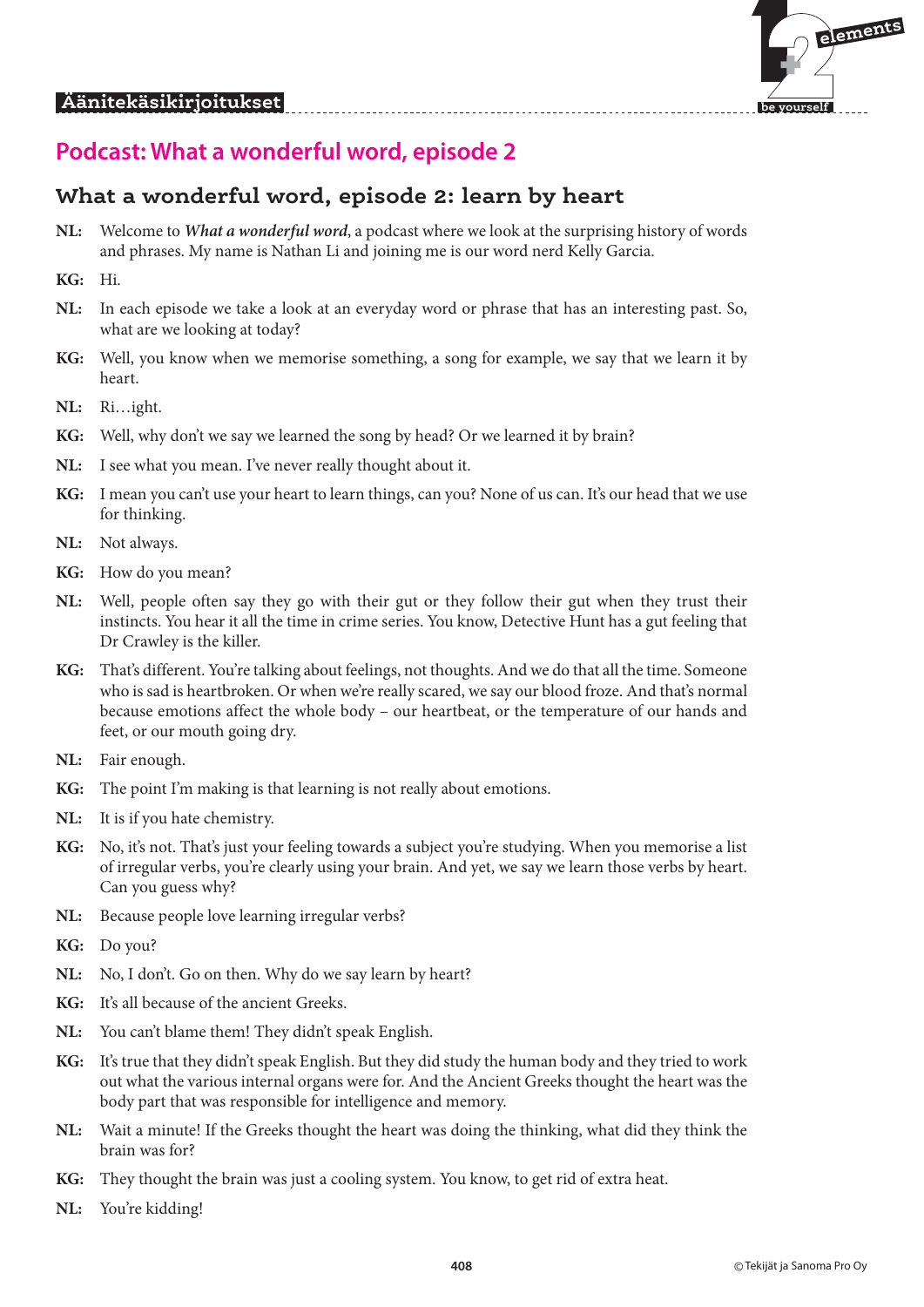## Podcast: What a wonderful word, episode 2

### What a wonderful word, episode 2: learn by heart

**NL:** Welcome to ***What a wonderful word***, a podcast where we look at the surprising history of words and phrases. My name is Nathan Li and joining me is our word nerd Kelly Garcia.

**KG:** Hi.

**NL:** In each episode we take a look at an everyday word or phrase that has an interesting past. So, what are we looking at today?

**KG:** Well, you know when we memorise something, a song for example, we say that we learn it by heart.

**NL:** Ri…ight.

**KG:** Well, why don't we say we learned the song by head? Or we learned it by brain?

**NL:** I see what you mean. I've never really thought about it.

**KG:** I mean you can't use your heart to learn things, can you? None of us can. It's our head that we use for thinking.

**NL:** Not always.

**KG:** How do you mean?

**NL:** Well, people often say they go with their gut or they follow their gut when they trust their instincts. You hear it all the time in crime series. You know, Detective Hunt has a gut feeling that Dr Crawley is the killer.

**KG:** That's different. You're talking about feelings, not thoughts. And we do that all the time. Someone who is sad is heartbroken. Or when we're really scared, we say our blood froze. And that's normal because emotions affect the whole body – our heartbeat, or the temperature of our hands and feet, or our mouth going dry.

**NL:** Fair enough.

**KG:** The point I'm making is that learning is not really about emotions.

**NL:** It is if you hate chemistry.

**KG:** No, it's not. That's just your feeling towards a subject you're studying. When you memorise a list of irregular verbs, you're clearly using your brain. And yet, we say we learn those verbs by heart. Can you guess why?

**NL:** Because people love learning irregular verbs?

**KG:** Do you?

**NL:** No, I don't. Go on then. Why do we say learn by heart?

**KG:** It's all because of the ancient Greeks.

**NL:** You can't blame them! They didn't speak English.

**KG:** It's true that they didn't speak English. But they did study the human body and they tried to work out what the various internal organs were for. And the Ancient Greeks thought the heart was the body part that was responsible for intelligence and memory.

**NL:** Wait a minute! If the Greeks thought the heart was doing the thinking, what did they think the brain was for?

**KG:** They thought the brain was just a cooling system. You know, to get rid of extra heat.

**NL:** You're kidding!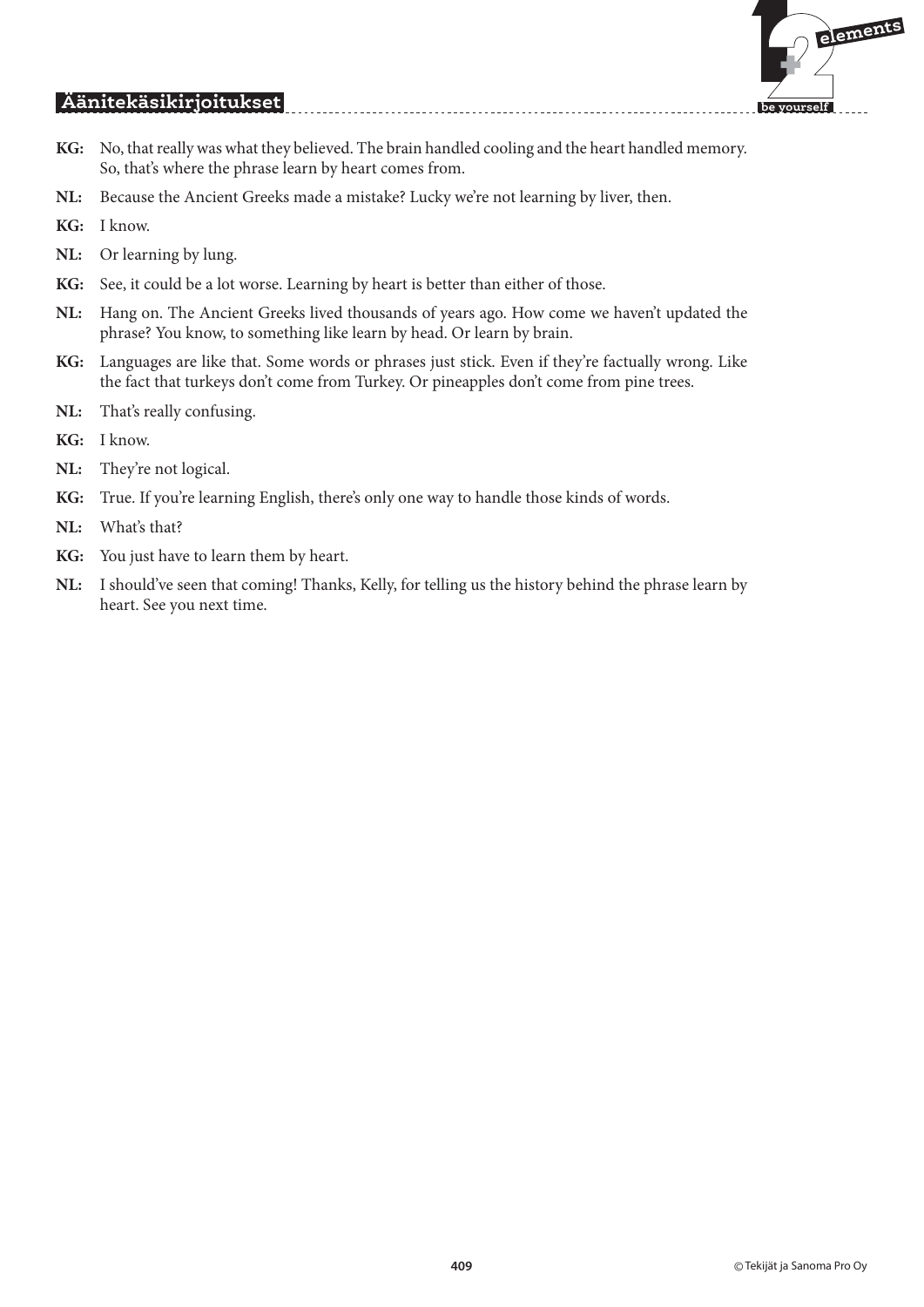**KG:** No, that really was what they believed. The brain handled cooling and the heart handled memory. So, that's where the phrase learn by heart comes from.

**NL:** Because the Ancient Greeks made a mistake? Lucky we're not learning by liver, then.

**KG:** I know.

**NL:** Or learning by lung.

**KG:** See, it could be a lot worse. Learning by heart is better than either of those.

**NL:** Hang on. The Ancient Greeks lived thousands of years ago. How come we haven't updated the phrase? You know, to something like learn by head. Or learn by brain.

**KG:** Languages are like that. Some words or phrases just stick. Even if they're factually wrong. Like the fact that turkeys don't come from Turkey. Or pineapples don't come from pine trees.

**NL:** That's really confusing.

**KG:** I know.

**NL:** They're not logical.

**KG:** True. If you're learning English, there's only one way to handle those kinds of words.

**NL:** What's that?

**KG:** You just have to learn them by heart.

**NL:** I should've seen that coming! Thanks, Kelly, for telling us the history behind the phrase learn by heart. See you next time.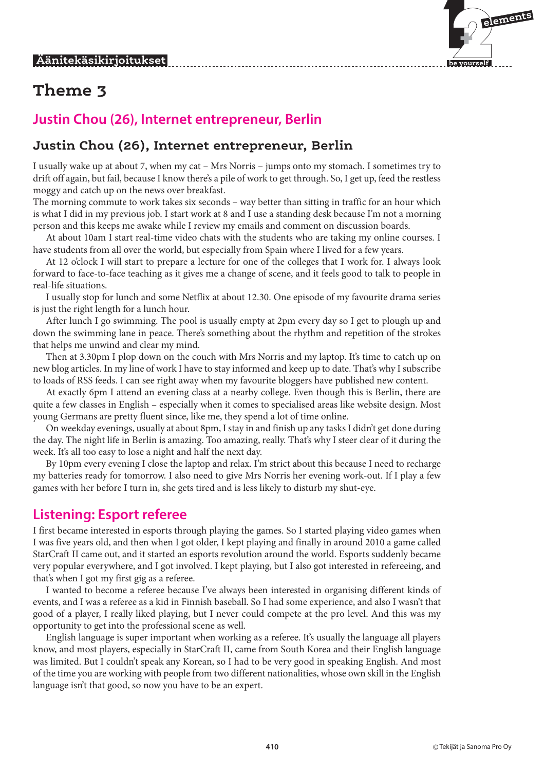# Theme 3

## Justin Chou (26), Internet entrepreneur, Berlin

### Justin Chou (26), Internet entrepreneur, Berlin

I usually wake up at about 7, when my cat – Mrs Norris – jumps onto my stomach. I sometimes try to drift off again, but fail, because I know there's a pile of work to get through. So, I get up, feed the restless moggy and catch up on the news over breakfast.

The morning commute to work takes six seconds – way better than sitting in traffic for an hour which is what I did in my previous job. I start work at 8 and I use a standing desk because I'm not a morning person and this keeps me awake while I review my emails and comment on discussion boards.

At about 10am I start real-time video chats with the students who are taking my online courses. I have students from all over the world, but especially from Spain where I lived for a few years.

At 12 o'clock I will start to prepare a lecture for one of the colleges that I work for. I always look forward to face-to-face teaching as it gives me a change of scene, and it feels good to talk to people in real-life situations.

I usually stop for lunch and some Netflix at about 12.30. One episode of my favourite drama series is just the right length for a lunch hour.

After lunch I go swimming. The pool is usually empty at 2pm every day so I get to plough up and down the swimming lane in peace. There's something about the rhythm and repetition of the strokes that helps me unwind and clear my mind.

Then at 3.30pm I plop down on the couch with Mrs Norris and my laptop. It's time to catch up on new blog articles. In my line of work I have to stay informed and keep up to date. That's why I subscribe to loads of RSS feeds. I can see right away when my favourite bloggers have published new content.

At exactly 6pm I attend an evening class at a nearby college. Even though this is Berlin, there are quite a few classes in English – especially when it comes to specialised areas like website design. Most young Germans are pretty fluent since, like me, they spend a lot of time online.

On weekday evenings, usually at about 8pm, I stay in and finish up any tasks I didn't get done during the day. The night life in Berlin is amazing. Too amazing, really. That's why I steer clear of it during the week. It's all too easy to lose a night and half the next day.

By 10pm every evening I close the laptop and relax. I'm strict about this because I need to recharge my batteries ready for tomorrow. I also need to give Mrs Norris her evening work-out. If I play a few games with her before I turn in, she gets tired and is less likely to disturb my shut-eye.

## Listening: Esport referee

I first became interested in esports through playing the games. So I started playing video games when I was five years old, and then when I got older, I kept playing and finally in around 2010 a game called StarCraft II came out, and it started an esports revolution around the world. Esports suddenly became very popular everywhere, and I got involved. I kept playing, but I also got interested in refereeing, and that's when I got my first gig as a referee.

I wanted to become a referee because I've always been interested in organising different kinds of events, and I was a referee as a kid in Finnish baseball. So I had some experience, and also I wasn't that good of a player, I really liked playing, but I never could compete at the pro level. And this was my opportunity to get into the professional scene as well.

English language is super important when working as a referee. It's usually the language all players know, and most players, especially in StarCraft II, came from South Korea and their English language was limited. But I couldn't speak any Korean, so I had to be very good in speaking English. And most of the time you are working with people from two different nationalities, whose own skill in the English language isn't that good, so now you have to be an expert.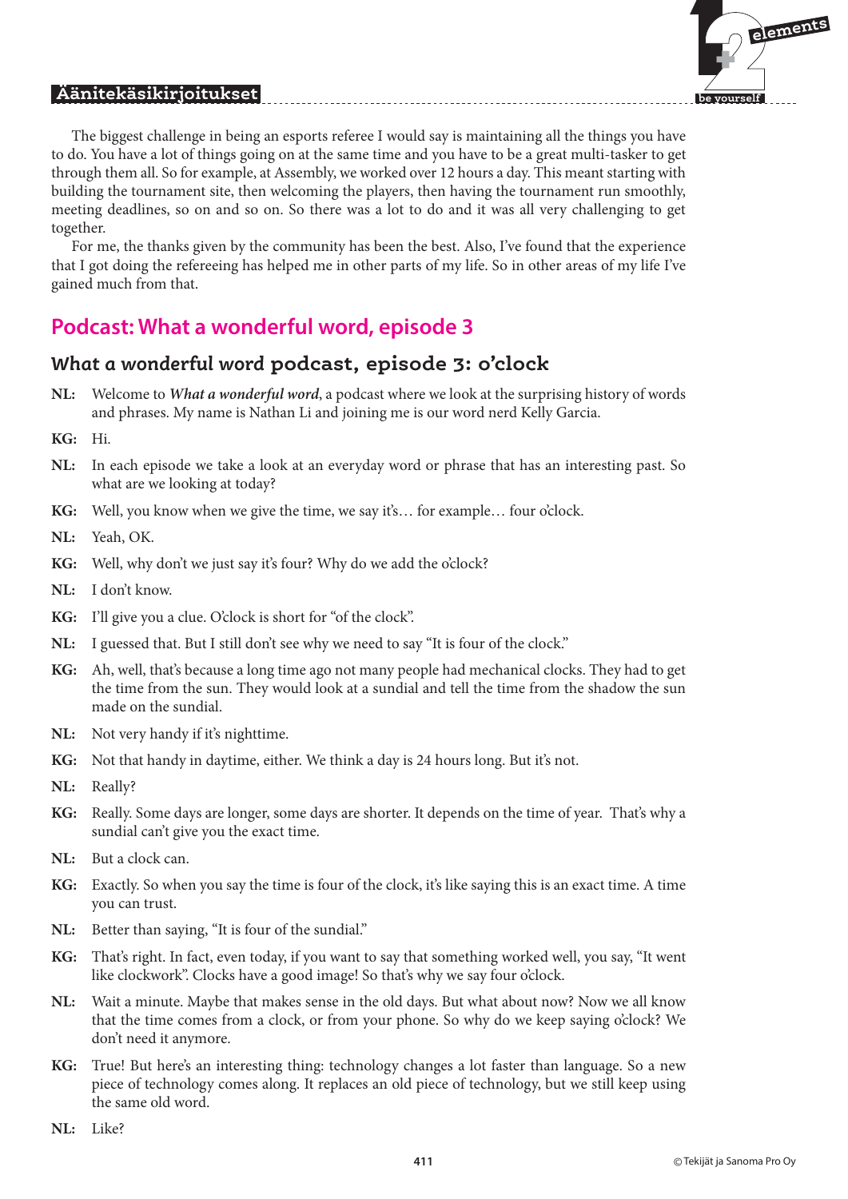The biggest challenge in being an esports referee I would say is maintaining all the things you have to do. You have a lot of things going on at the same time and you have to be a great multi-tasker to get through them all. So for example, at Assembly, we worked over 12 hours a day. This meant starting with building the tournament site, then welcoming the players, then having the tournament run smoothly, meeting deadlines, so on and so on. So there was a lot to do and it was all very challenging to get together.

For me, the thanks given by the community has been the best. Also, I've found that the experience that I got doing the refereeing has helped me in other parts of my life. So in other areas of my life I've gained much from that.

## Podcast: What a wonderful word, episode 3

### *What a wonderful word* podcast, episode 3: o'clock

**NL:** Welcome to ***What a wonderful word***, a podcast where we look at the surprising history of words and phrases. My name is Nathan Li and joining me is our word nerd Kelly Garcia.

**KG:** Hi.

**NL:** In each episode we take a look at an everyday word or phrase that has an interesting past. So what are we looking at today?

**KG:** Well, you know when we give the time, we say it's… for example… four o'clock.

**NL:** Yeah, OK.

**KG:** Well, why don't we just say it's four? Why do we add the o'clock?

**NL:** I don't know.

**KG:** I'll give you a clue. O'clock is short for "of the clock".

**NL:** I guessed that. But I still don't see why we need to say "It is four of the clock."

**KG:** Ah, well, that's because a long time ago not many people had mechanical clocks. They had to get the time from the sun. They would look at a sundial and tell the time from the shadow the sun made on the sundial.

**NL:** Not very handy if it's nighttime.

**KG:** Not that handy in daytime, either. We think a day is 24 hours long. But it's not.

**NL:** Really?

**KG:** Really. Some days are longer, some days are shorter. It depends on the time of year. That's why a sundial can't give you the exact time.

**NL:** But a clock can.

**KG:** Exactly. So when you say the time is four of the clock, it's like saying this is an exact time. A time you can trust.

**NL:** Better than saying, "It is four of the sundial."

**KG:** That's right. In fact, even today, if you want to say that something worked well, you say, "It went like clockwork". Clocks have a good image! So that's why we say four o'clock.

**NL:** Wait a minute. Maybe that makes sense in the old days. But what about now? Now we all know that the time comes from a clock, or from your phone. So why do we keep saying o'clock? We don't need it anymore.

**KG:** True! But here's an interesting thing: technology changes a lot faster than language. So a new piece of technology comes along. It replaces an old piece of technology, but we still keep using the same old word.

**NL:** Like?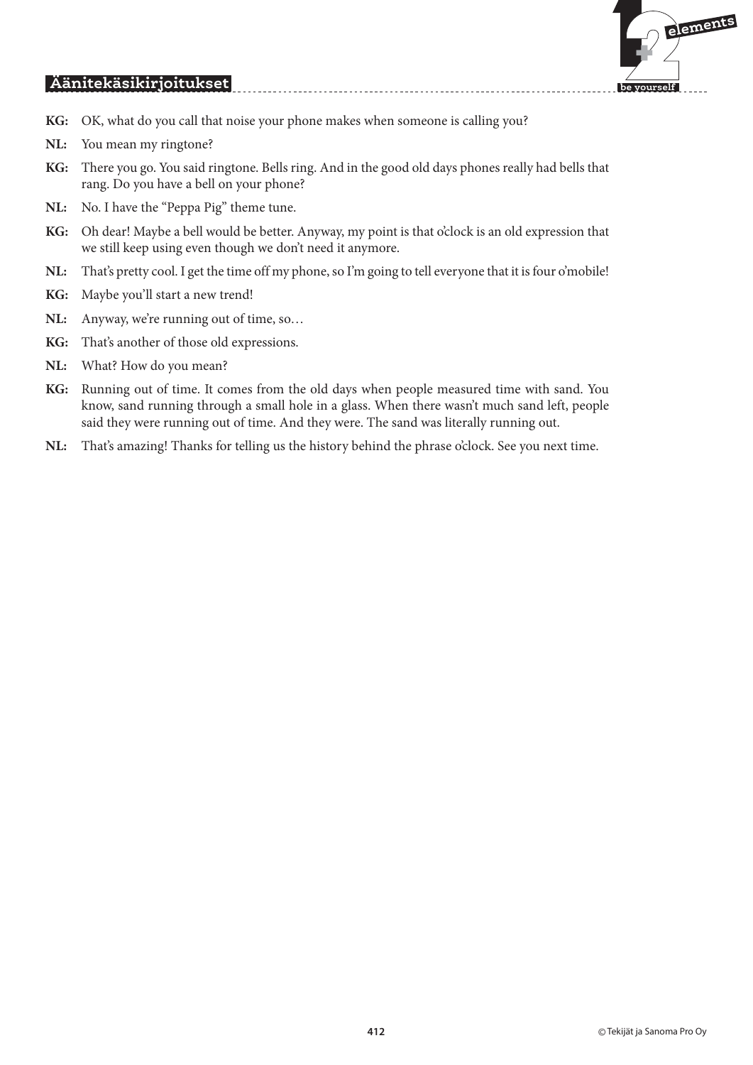**KG:** OK, what do you call that noise your phone makes when someone is calling you?

**NL:** You mean my ringtone?

**KG:** There you go. You said ringtone. Bells ring. And in the good old days phones really had bells that rang. Do you have a bell on your phone?

**NL:** No. I have the "Peppa Pig" theme tune.

**KG:** Oh dear! Maybe a bell would be better. Anyway, my point is that o'clock is an old expression that we still keep using even though we don't need it anymore.

**NL:** That's pretty cool. I get the time off my phone, so I'm going to tell everyone that it is four o'mobile!

**KG:** Maybe you'll start a new trend!

**NL:** Anyway, we're running out of time, so…

**KG:** That's another of those old expressions.

**NL:** What? How do you mean?

**KG:** Running out of time. It comes from the old days when people measured time with sand. You know, sand running through a small hole in a glass. When there wasn't much sand left, people said they were running out of time. And they were. The sand was literally running out.

**NL:** That's amazing! Thanks for telling us the history behind the phrase o'clock. See you next time.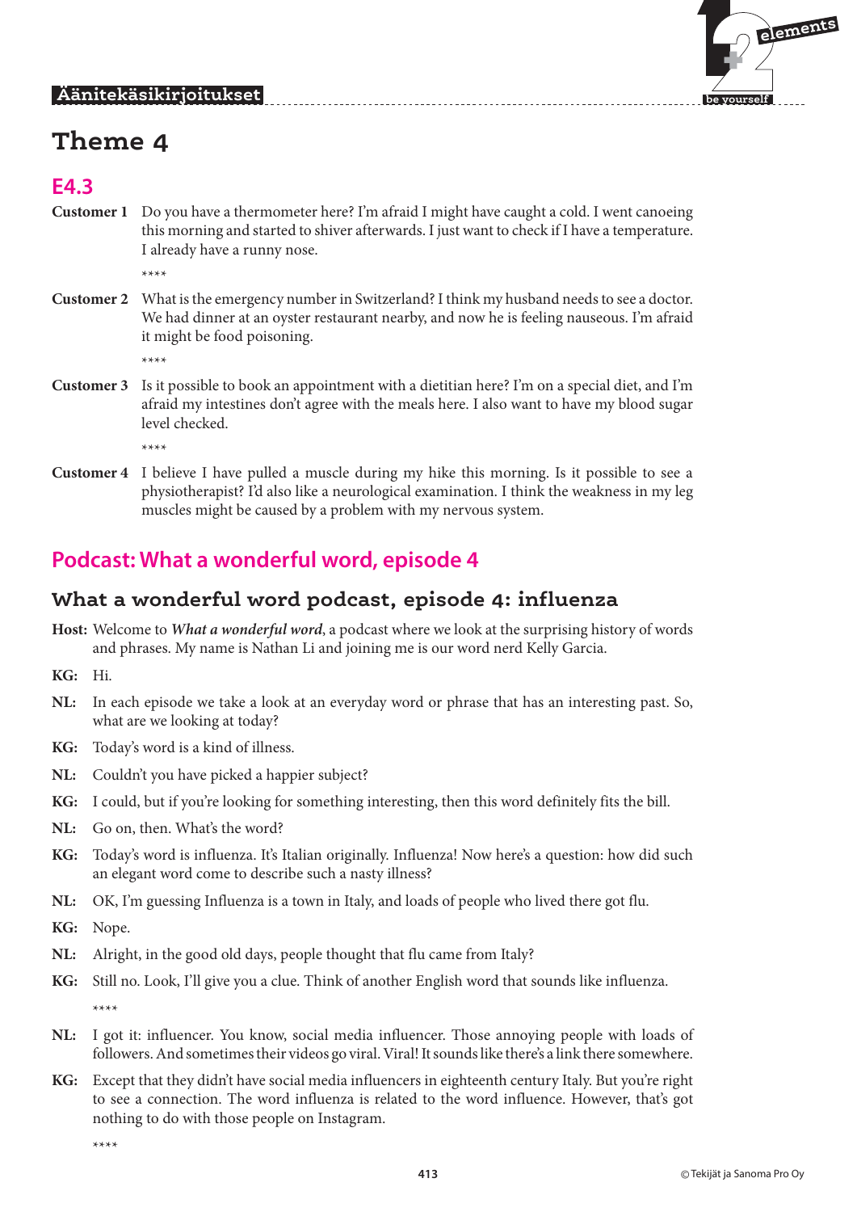Äänitekäsikirjoitukset

# Theme 4

## E4.3

**Customer 1** Do you have a thermometer here? I'm afraid I might have caught a cold. I went canoeing this morning and started to shiver afterwards. I just want to check if I have a temperature. I already have a runny nose.

\*\*\*\*

**Customer 2** What is the emergency number in Switzerland? I think my husband needs to see a doctor. We had dinner at an oyster restaurant nearby, and now he is feeling nauseous. I'm afraid it might be food poisoning.

\*\*\*\*

**Customer 3** Is it possible to book an appointment with a dietitian here? I'm on a special diet, and I'm afraid my intestines don't agree with the meals here. I also want to have my blood sugar level checked.

\*\*\*\*

**Customer 4** I believe I have pulled a muscle during my hike this morning. Is it possible to see a physiotherapist? I'd also like a neurological examination. I think the weakness in my leg muscles might be caused by a problem with my nervous system.

## Podcast: What a wonderful word, episode 4

### What a wonderful word podcast, episode 4: influenza

**Host:** Welcome to ***What a wonderful word***, a podcast where we look at the surprising history of words and phrases. My name is Nathan Li and joining me is our word nerd Kelly Garcia.

**KG:** Hi.

**NL:** In each episode we take a look at an everyday word or phrase that has an interesting past. So, what are we looking at today?

**KG:** Today's word is a kind of illness.

**NL:** Couldn't you have picked a happier subject?

**KG:** I could, but if you're looking for something interesting, then this word definitely fits the bill.

**NL:** Go on, then. What's the word?

**KG:** Today's word is influenza. It's Italian originally. Influenza! Now here's a question: how did such an elegant word come to describe such a nasty illness?

**NL:** OK, I'm guessing Influenza is a town in Italy, and loads of people who lived there got flu.

**KG:** Nope.

**NL:** Alright, in the good old days, people thought that flu came from Italy?

**KG:** Still no. Look, I'll give you a clue. Think of another English word that sounds like influenza.

\*\*\*\*

**NL:** I got it: influencer. You know, social media influencer. Those annoying people with loads of followers. And sometimes their videos go viral. Viral! It sounds like there's a link there somewhere.

**KG:** Except that they didn't have social media influencers in eighteenth century Italy. But you're right to see a connection. The word influenza is related to the word influence. However, that's got nothing to do with those people on Instagram.

\*\*\*\*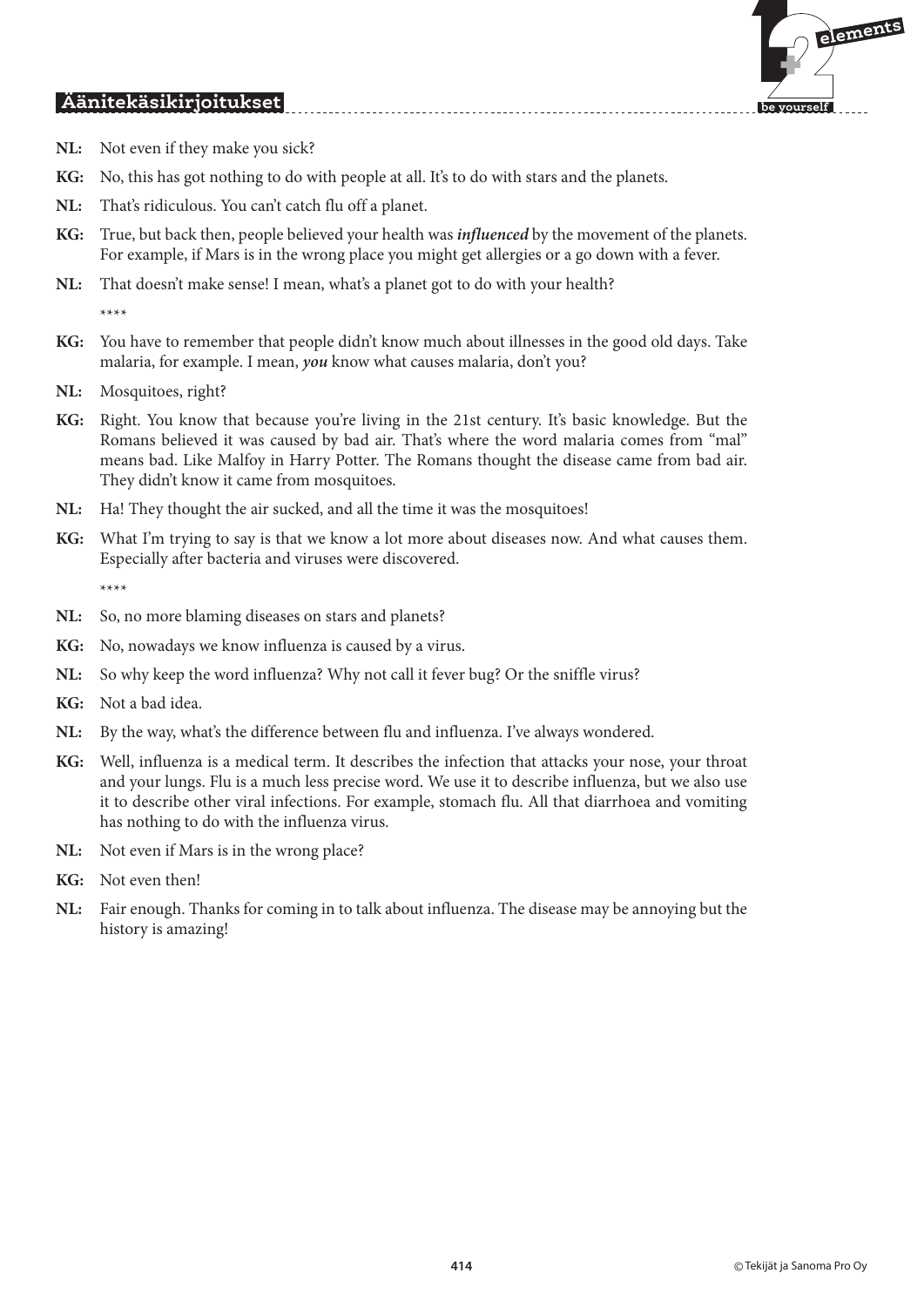**NL:** Not even if they make you sick?

**KG:** No, this has got nothing to do with people at all. It's to do with stars and the planets.

**NL:** That's ridiculous. You can't catch flu off a planet.

**KG:** True, but back then, people believed your health was ***influenced*** by the movement of the planets. For example, if Mars is in the wrong place you might get allergies or a go down with a fever.

**NL:** That doesn't make sense! I mean, what's a planet got to do with your health?

\*\*\*\*

**KG:** You have to remember that people didn't know much about illnesses in the good old days. Take malaria, for example. I mean, ***you*** know what causes malaria, don't you?

**NL:** Mosquitoes, right?

**KG:** Right. You know that because you're living in the 21st century. It's basic knowledge. But the Romans believed it was caused by bad air. That's where the word malaria comes from "mal" means bad. Like Malfoy in Harry Potter. The Romans thought the disease came from bad air. They didn't know it came from mosquitoes.

**NL:** Ha! They thought the air sucked, and all the time it was the mosquitoes!

**KG:** What I'm trying to say is that we know a lot more about diseases now. And what causes them. Especially after bacteria and viruses were discovered.

\*\*\*\*

**NL:** So, no more blaming diseases on stars and planets?

**KG:** No, nowadays we know influenza is caused by a virus.

**NL:** So why keep the word influenza? Why not call it fever bug? Or the sniffle virus?

**KG:** Not a bad idea.

**NL:** By the way, what's the difference between flu and influenza. I've always wondered.

**KG:** Well, influenza is a medical term. It describes the infection that attacks your nose, your throat and your lungs. Flu is a much less precise word. We use it to describe influenza, but we also use it to describe other viral infections. For example, stomach flu. All that diarrhoea and vomiting has nothing to do with the influenza virus.

**NL:** Not even if Mars is in the wrong place?

**KG:** Not even then!

**NL:** Fair enough. Thanks for coming in to talk about influenza. The disease may be annoying but the history is amazing!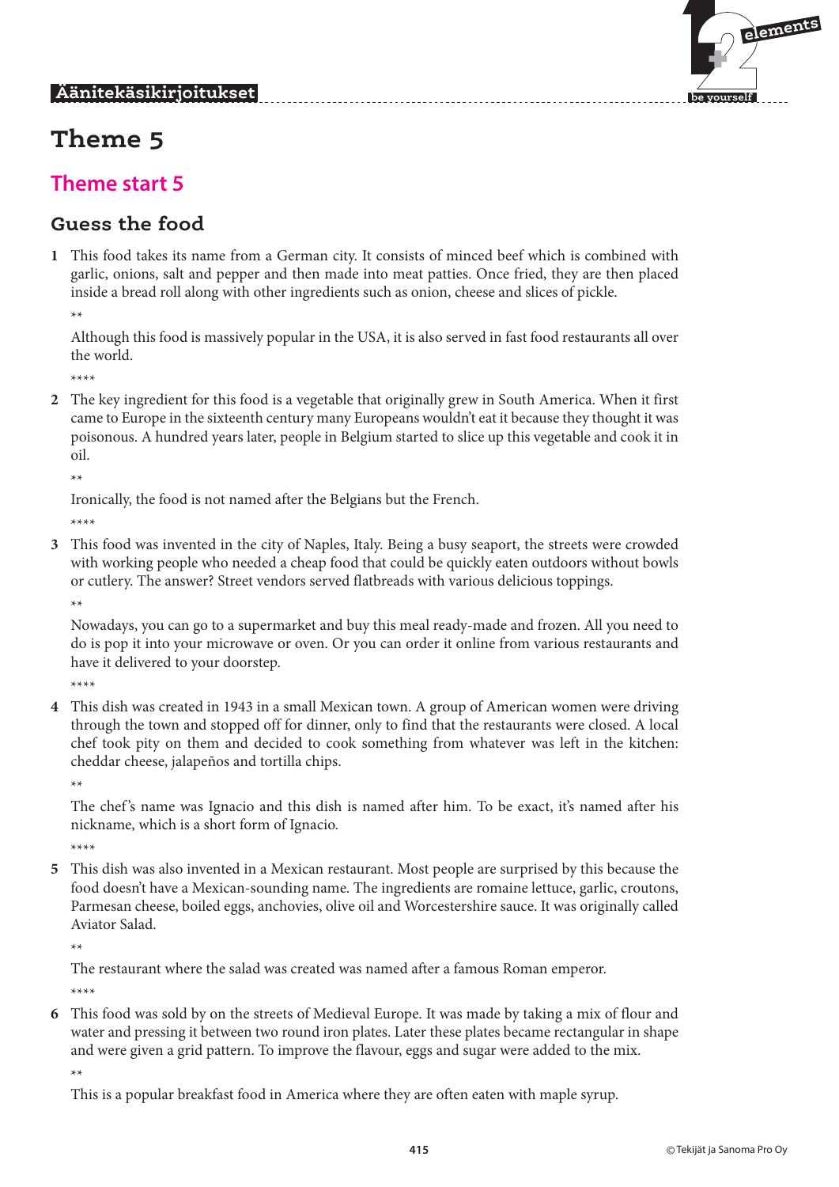# Theme 5

## Theme start 5

### Guess the food

**1** This food takes its name from a German city. It consists of minced beef which is combined with garlic, onions, salt and pepper and then made into meat patties. Once fried, they are then placed inside a bread roll along with other ingredients such as onion, cheese and slices of pickle.

**

Although this food is massively popular in the USA, it is also served in fast food restaurants all over the world.

****

**2** The key ingredient for this food is a vegetable that originally grew in South America. When it first came to Europe in the sixteenth century many Europeans wouldn't eat it because they thought it was poisonous. A hundred years later, people in Belgium started to slice up this vegetable and cook it in oil.

**

Ironically, the food is not named after the Belgians but the French.

****

**3** This food was invented in the city of Naples, Italy. Being a busy seaport, the streets were crowded with working people who needed a cheap food that could be quickly eaten outdoors without bowls or cutlery. The answer? Street vendors served flatbreads with various delicious toppings.

**

Nowadays, you can go to a supermarket and buy this meal ready-made and frozen. All you need to do is pop it into your microwave or oven. Or you can order it online from various restaurants and have it delivered to your doorstep.

****

**4** This dish was created in 1943 in a small Mexican town. A group of American women were driving through the town and stopped off for dinner, only to find that the restaurants were closed. A local chef took pity on them and decided to cook something from whatever was left in the kitchen: cheddar cheese, jalapeños and tortilla chips.

**

The chef's name was Ignacio and this dish is named after him. To be exact, it's named after his nickname, which is a short form of Ignacio.

****

**5** This dish was also invented in a Mexican restaurant. Most people are surprised by this because the food doesn't have a Mexican-sounding name. The ingredients are romaine lettuce, garlic, croutons, Parmesan cheese, boiled eggs, anchovies, olive oil and Worcestershire sauce. It was originally called Aviator Salad.

**

The restaurant where the salad was created was named after a famous Roman emperor.

****

**6** This food was sold by on the streets of Medieval Europe. It was made by taking a mix of flour and water and pressing it between two round iron plates. Later these plates became rectangular in shape and were given a grid pattern. To improve the flavour, eggs and sugar were added to the mix.

**

This is a popular breakfast food in America where they are often eaten with maple syrup.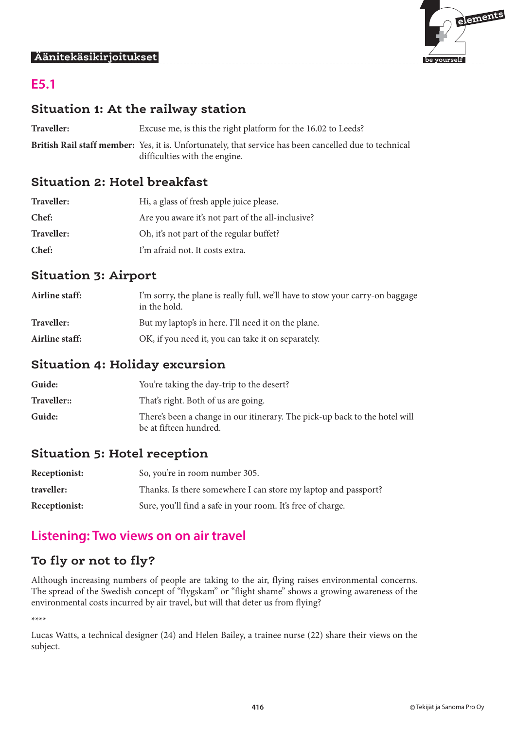**Äänitekäsikirjoitukset**

## E5.1

### Situation 1: At the railway station

| | |
|---|---|
| **Traveller:** | Excuse me, is this the right platform for the 16.02 to Leeds? |
| **British Rail staff member:** | Yes, it is. Unfortunately, that service has been cancelled due to technical difficulties with the engine. |

### Situation 2: Hotel breakfast

| | |
|---|---|
| **Traveller:** | Hi, a glass of fresh apple juice please. |
| **Chef:** | Are you aware it's not part of the all-inclusive? |
| **Traveller:** | Oh, it's not part of the regular buffet? |
| **Chef:** | I'm afraid not. It costs extra. |

### Situation 3: Airport

| | |
|---|---|
| **Airline staff:** | I'm sorry, the plane is really full, we'll have to stow your carry-on baggage in the hold. |
| **Traveller:** | But my laptop's in here. I'll need it on the plane. |
| **Airline staff:** | OK, if you need it, you can take it on separately. |

### Situation 4: Holiday excursion

| | |
|---|---|
| **Guide:** | You're taking the day-trip to the desert? |
| **Traveller::** | That's right. Both of us are going. |
| **Guide:** | There's been a change in our itinerary. The pick-up back to the hotel will be at fifteen hundred. |

### Situation 5: Hotel reception

| | |
|---|---|
| **Receptionist:** | So, you're in room number 305. |
| **traveller:** | Thanks. Is there somewhere I can store my laptop and passport? |
| **Receptionist:** | Sure, you'll find a safe in your room. It's free of charge. |

## Listening: Two views on on air travel

### To fly or not to fly?

Although increasing numbers of people are taking to the air, flying raises environmental concerns. The spread of the Swedish concept of "flygskam" or "flight shame" shows a growing awareness of the environmental costs incurred by air travel, but will that deter us from flying?

****

Lucas Watts, a technical designer (24) and Helen Bailey, a trainee nurse (22) share their views on the subject.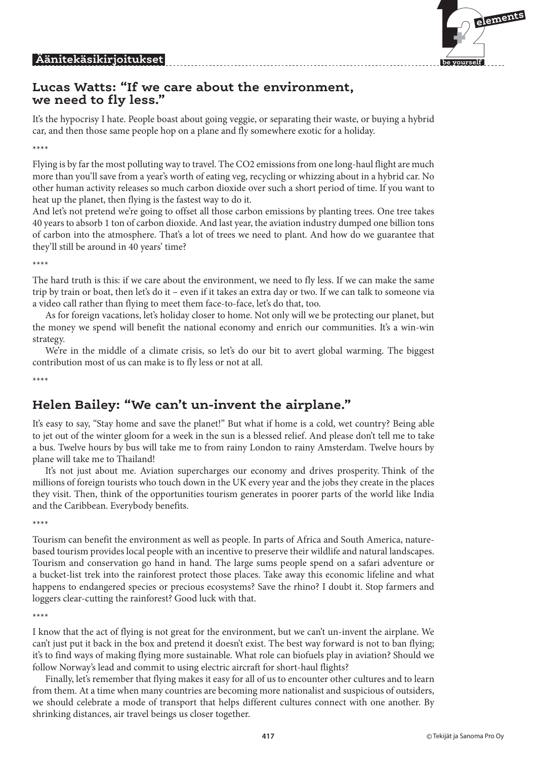## Lucas Watts: "If we care about the environment, we need to fly less."

It's the hypocrisy I hate. People boast about going veggie, or separating their waste, or buying a hybrid car, and then those same people hop on a plane and fly somewhere exotic for a holiday.

****

Flying is by far the most polluting way to travel. The CO2 emissions from one long-haul flight are much more than you'll save from a year's worth of eating veg, recycling or whizzing about in a hybrid car. No other human activity releases so much carbon dioxide over such a short period of time. If you want to heat up the planet, then flying is the fastest way to do it.

And let's not pretend we're going to offset all those carbon emissions by planting trees. One tree takes 40 years to absorb 1 ton of carbon dioxide. And last year, the aviation industry dumped one billion tons of carbon into the atmosphere. That's a lot of trees we need to plant. And how do we guarantee that they'll still be around in 40 years' time?

****

The hard truth is this: if we care about the environment, we need to fly less. If we can make the same trip by train or boat, then let's do it – even if it takes an extra day or two. If we can talk to someone via a video call rather than flying to meet them face-to-face, let's do that, too.

As for foreign vacations, let's holiday closer to home. Not only will we be protecting our planet, but the money we spend will benefit the national economy and enrich our communities. It's a win-win strategy.

We're in the middle of a climate crisis, so let's do our bit to avert global warming. The biggest contribution most of us can make is to fly less or not at all.

****

## Helen Bailey: "We can't un-invent the airplane."

It's easy to say, "Stay home and save the planet!" But what if home is a cold, wet country? Being able to jet out of the winter gloom for a week in the sun is a blessed relief. And please don't tell me to take a bus. Twelve hours by bus will take me to from rainy London to rainy Amsterdam. Twelve hours by plane will take me to Thailand!

It's not just about me. Aviation supercharges our economy and drives prosperity. Think of the millions of foreign tourists who touch down in the UK every year and the jobs they create in the places they visit. Then, think of the opportunities tourism generates in poorer parts of the world like India and the Caribbean. Everybody benefits.

****

Tourism can benefit the environment as well as people. In parts of Africa and South America, nature-based tourism provides local people with an incentive to preserve their wildlife and natural landscapes. Tourism and conservation go hand in hand. The large sums people spend on a safari adventure or a bucket-list trek into the rainforest protect those places. Take away this economic lifeline and what happens to endangered species or precious ecosystems? Save the rhino? I doubt it. Stop farmers and loggers clear-cutting the rainforest? Good luck with that.

****

I know that the act of flying is not great for the environment, but we can't un-invent the airplane. We can't just put it back in the box and pretend it doesn't exist. The best way forward is not to ban flying; it's to find ways of making flying more sustainable. What role can biofuels play in aviation? Should we follow Norway's lead and commit to using electric aircraft for short-haul flights?

Finally, let's remember that flying makes it easy for all of us to encounter other cultures and to learn from them. At a time when many countries are becoming more nationalist and suspicious of outsiders, we should celebrate a mode of transport that helps different cultures connect with one another. By shrinking distances, air travel beings us closer together.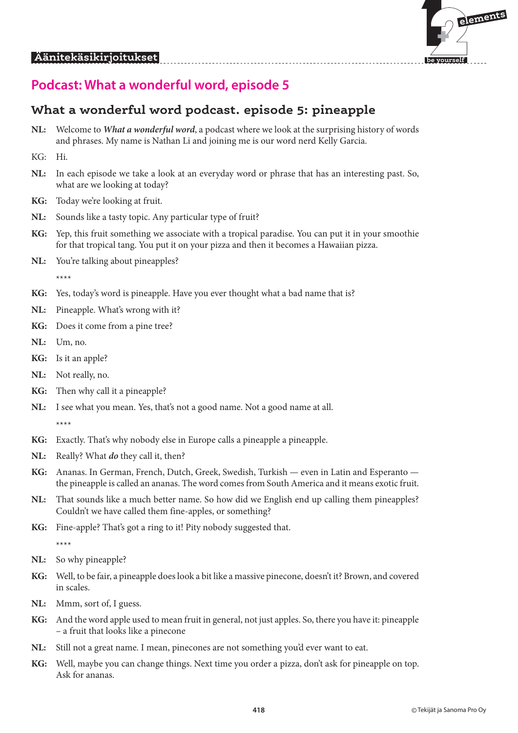# Podcast: What a wonderful word, episode 5

## What a wonderful word podcast. episode 5: pineapple

**NL:** Welcome to ***What a wonderful word***, a podcast where we look at the surprising history of words and phrases. My name is Nathan Li and joining me is our word nerd Kelly Garcia.

KG: Hi.

**NL:** In each episode we take a look at an everyday word or phrase that has an interesting past. So, what are we looking at today?

**KG:** Today we're looking at fruit.

**NL:** Sounds like a tasty topic. Any particular type of fruit?

**KG:** Yep, this fruit something we associate with a tropical paradise. You can put it in your smoothie for that tropical tang. You put it on your pizza and then it becomes a Hawaiian pizza.

**NL:** You're talking about pineapples?

****

**KG:** Yes, today's word is pineapple. Have you ever thought what a bad name that is?

**NL:** Pineapple. What's wrong with it?

**KG:** Does it come from a pine tree?

**NL:** Um, no.

**KG:** Is it an apple?

**NL:** Not really, no.

**KG:** Then why call it a pineapple?

**NL:** I see what you mean. Yes, that's not a good name. Not a good name at all.

****

**KG:** Exactly. That's why nobody else in Europe calls a pineapple a pineapple.

**NL:** Really? What ***do*** they call it, then?

**KG:** Ananas. In German, French, Dutch, Greek, Swedish, Turkish — even in Latin and Esperanto — the pineapple is called an ananas. The word comes from South America and it means exotic fruit.

**NL:** That sounds like a much better name. So how did we English end up calling them pineapples? Couldn't we have called them fine-apples, or something?

**KG:** Fine-apple? That's got a ring to it! Pity nobody suggested that.

****

**NL:** So why pineapple?

**KG:** Well, to be fair, a pineapple does look a bit like a massive pinecone, doesn't it? Brown, and covered in scales.

**NL:** Mmm, sort of, I guess.

**KG:** And the word apple used to mean fruit in general, not just apples. So, there you have it: pineapple – a fruit that looks like a pinecone

**NL:** Still not a great name. I mean, pinecones are not something you'd ever want to eat.

**KG:** Well, maybe you can change things. Next time you order a pizza, don't ask for pineapple on top. Ask for ananas.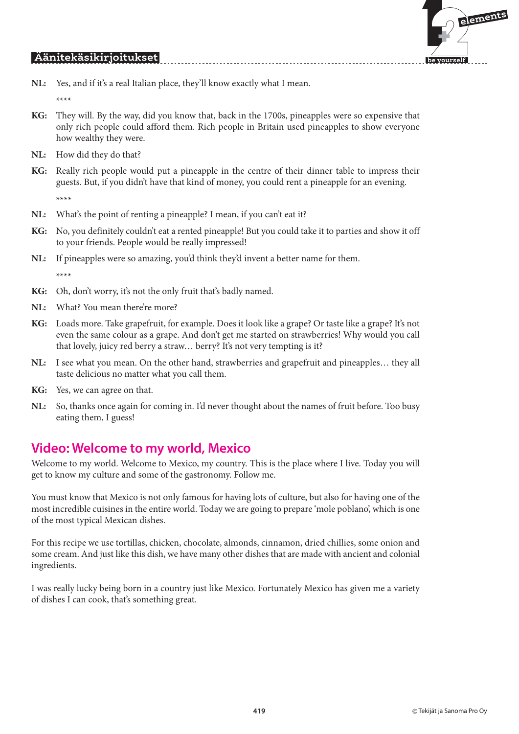**NL:** Yes, and if it's a real Italian place, they'll know exactly what I mean.

****

**KG:** They will. By the way, did you know that, back in the 1700s, pineapples were so expensive that only rich people could afford them. Rich people in Britain used pineapples to show everyone how wealthy they were.

**NL:** How did they do that?

**KG:** Really rich people would put a pineapple in the centre of their dinner table to impress their guests. But, if you didn't have that kind of money, you could rent a pineapple for an evening.

****

**NL:** What's the point of renting a pineapple? I mean, if you can't eat it?

**KG:** No, you definitely couldn't eat a rented pineapple! But you could take it to parties and show it off to your friends. People would be really impressed!

**NL:** If pineapples were so amazing, you'd think they'd invent a better name for them.

****

**KG:** Oh, don't worry, it's not the only fruit that's badly named.

**NL:** What? You mean there're more?

**KG:** Loads more. Take grapefruit, for example. Does it look like a grape? Or taste like a grape? It's not even the same colour as a grape. And don't get me started on strawberries! Why would you call that lovely, juicy red berry a straw… berry? It's not very tempting is it?

**NL:** I see what you mean. On the other hand, strawberries and grapefruit and pineapples… they all taste delicious no matter what you call them.

**KG:** Yes, we can agree on that.

**NL:** So, thanks once again for coming in. I'd never thought about the names of fruit before. Too busy eating them, I guess!

## Video: Welcome to my world, Mexico

Welcome to my world. Welcome to Mexico, my country. This is the place where I live. Today you will get to know my culture and some of the gastronomy. Follow me.

You must know that Mexico is not only famous for having lots of culture, but also for having one of the most incredible cuisines in the entire world. Today we are going to prepare 'mole poblano', which is one of the most typical Mexican dishes.

For this recipe we use tortillas, chicken, chocolate, almonds, cinnamon, dried chillies, some onion and some cream. And just like this dish, we have many other dishes that are made with ancient and colonial ingredients.

I was really lucky being born in a country just like Mexico. Fortunately Mexico has given me a variety of dishes I can cook, that's something great.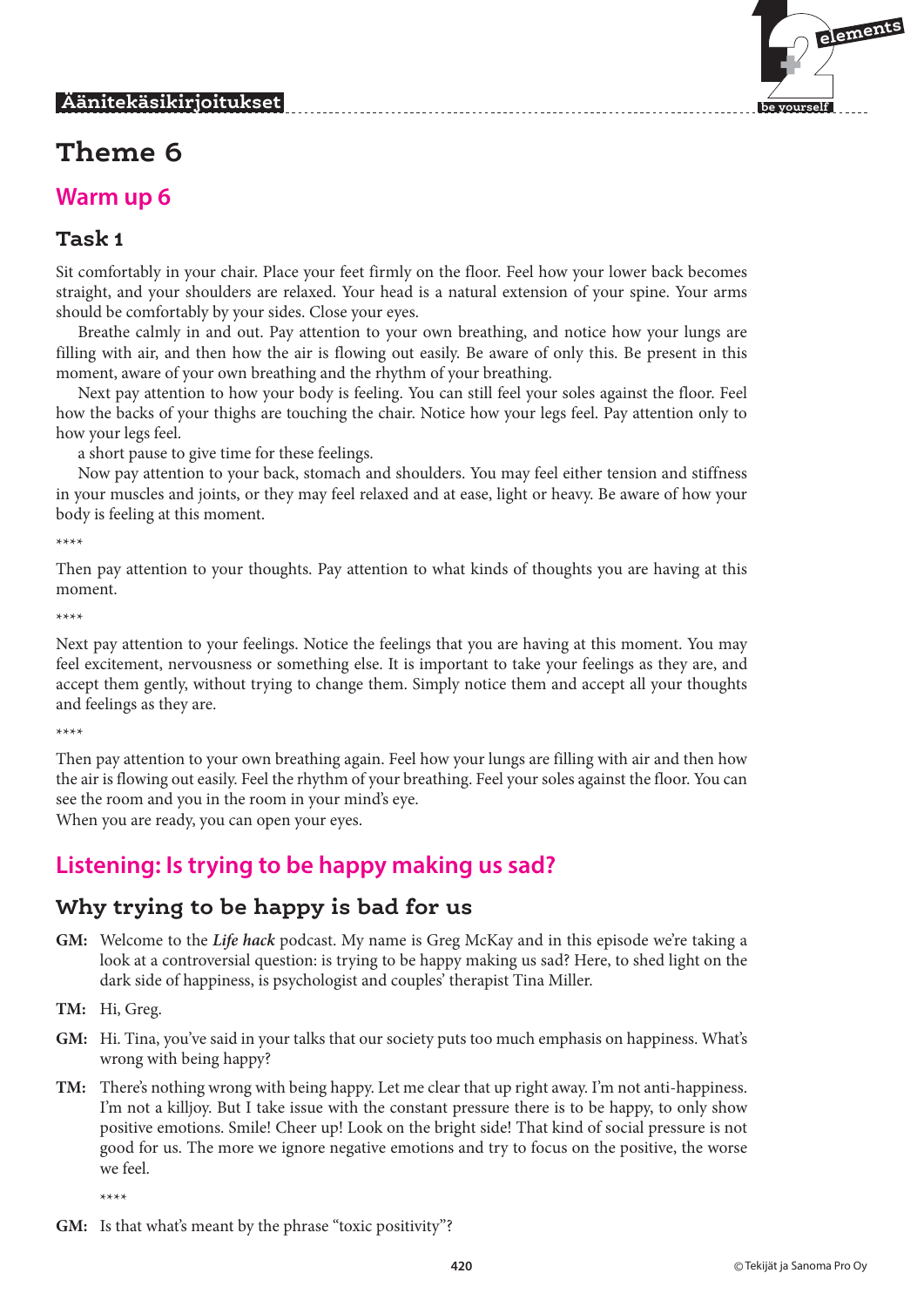Äänitekäsikirjoitukset

# Theme 6

## Warm up 6

### Task 1

Sit comfortably in your chair. Place your feet firmly on the floor. Feel how your lower back becomes straight, and your shoulders are relaxed. Your head is a natural extension of your spine. Your arms should be comfortably by your sides. Close your eyes.

Breathe calmly in and out. Pay attention to your own breathing, and notice how your lungs are filling with air, and then how the air is flowing out easily. Be aware of only this. Be present in this moment, aware of your own breathing and the rhythm of your breathing.

Next pay attention to how your body is feeling. You can still feel your soles against the floor. Feel how the backs of your thighs are touching the chair. Notice how your legs feel. Pay attention only to how your legs feel.

a short pause to give time for these feelings.

Now pay attention to your back, stomach and shoulders. You may feel either tension and stiffness in your muscles and joints, or they may feel relaxed and at ease, light or heavy. Be aware of how your body is feeling at this moment.

****

Then pay attention to your thoughts. Pay attention to what kinds of thoughts you are having at this moment.

****

Next pay attention to your feelings. Notice the feelings that you are having at this moment. You may feel excitement, nervousness or something else. It is important to take your feelings as they are, and accept them gently, without trying to change them. Simply notice them and accept all your thoughts and feelings as they are.

****

Then pay attention to your own breathing again. Feel how your lungs are filling with air and then how the air is flowing out easily. Feel the rhythm of your breathing. Feel your soles against the floor. You can see the room and you in the room in your mind's eye.
When you are ready, you can open your eyes.

## Listening: Is trying to be happy making us sad?

### Why trying to be happy is bad for us

**GM:** Welcome to the ***Life hack*** podcast. My name is Greg McKay and in this episode we're taking a look at a controversial question: is trying to be happy making us sad? Here, to shed light on the dark side of happiness, is psychologist and couples' therapist Tina Miller.

**TM:** Hi, Greg.

**GM:** Hi. Tina, you've said in your talks that our society puts too much emphasis on happiness. What's wrong with being happy?

**TM:** There's nothing wrong with being happy. Let me clear that up right away. I'm not anti-happiness. I'm not a killjoy. But I take issue with the constant pressure there is to be happy, to only show positive emotions. Smile! Cheer up! Look on the bright side! That kind of social pressure is not good for us. The more we ignore negative emotions and try to focus on the positive, the worse we feel.

****

**GM:** Is that what's meant by the phrase "toxic positivity"?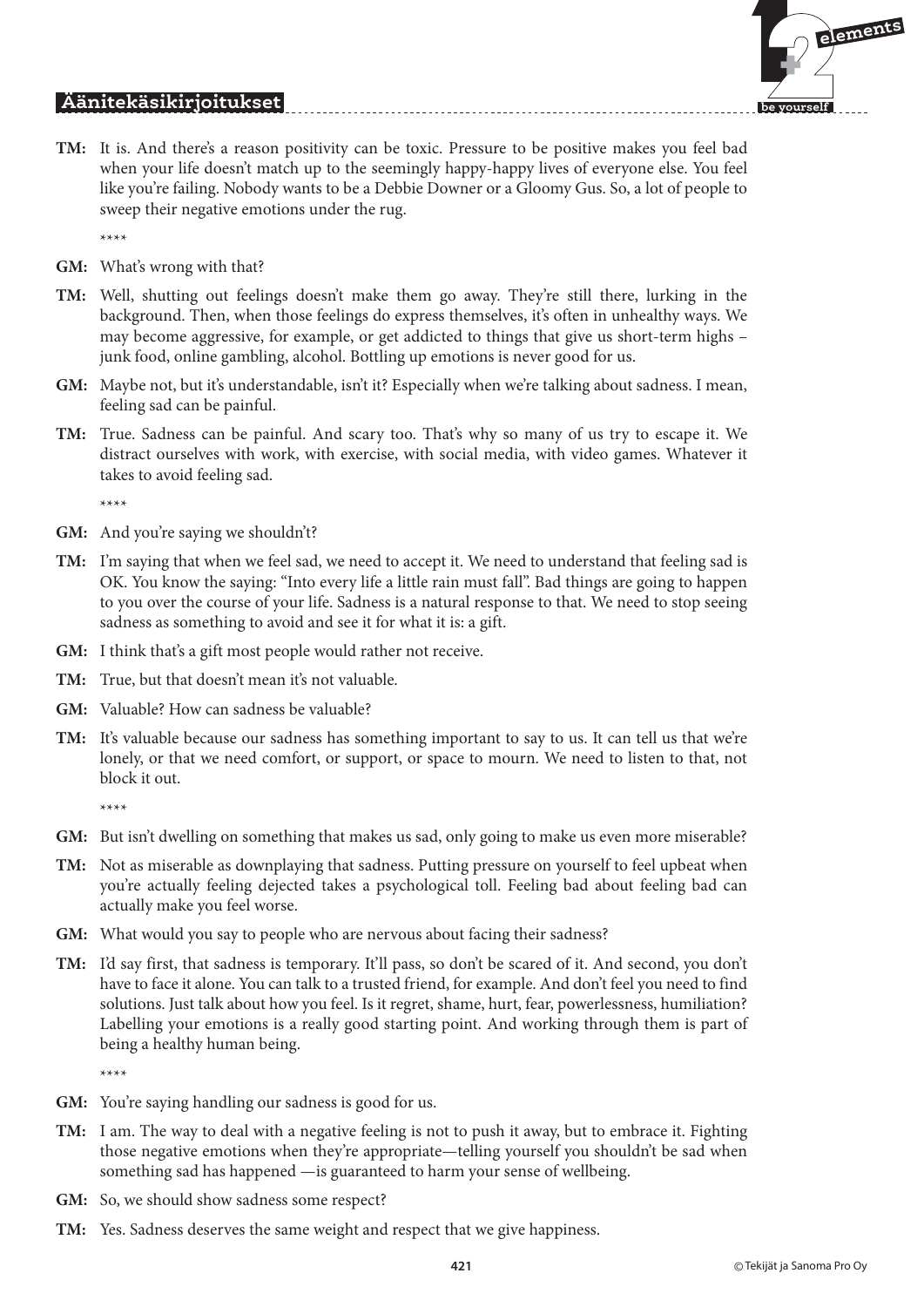**TM:** It is. And there's a reason positivity can be toxic. Pressure to be positive makes you feel bad when your life doesn't match up to the seemingly happy-happy lives of everyone else. You feel like you're failing. Nobody wants to be a Debbie Downer or a Gloomy Gus. So, a lot of people to sweep their negative emotions under the rug.

\*\*\*\*

**GM:** What's wrong with that?

**TM:** Well, shutting out feelings doesn't make them go away. They're still there, lurking in the background. Then, when those feelings do express themselves, it's often in unhealthy ways. We may become aggressive, for example, or get addicted to things that give us short-term highs – junk food, online gambling, alcohol. Bottling up emotions is never good for us.

**GM:** Maybe not, but it's understandable, isn't it? Especially when we're talking about sadness. I mean, feeling sad can be painful.

**TM:** True. Sadness can be painful. And scary too. That's why so many of us try to escape it. We distract ourselves with work, with exercise, with social media, with video games. Whatever it takes to avoid feeling sad.

\*\*\*\*

**GM:** And you're saying we shouldn't?

**TM:** I'm saying that when we feel sad, we need to accept it. We need to understand that feeling sad is OK. You know the saying: "Into every life a little rain must fall". Bad things are going to happen to you over the course of your life. Sadness is a natural response to that. We need to stop seeing sadness as something to avoid and see it for what it is: a gift.

**GM:** I think that's a gift most people would rather not receive.

**TM:** True, but that doesn't mean it's not valuable.

**GM:** Valuable? How can sadness be valuable?

**TM:** It's valuable because our sadness has something important to say to us. It can tell us that we're lonely, or that we need comfort, or support, or space to mourn. We need to listen to that, not block it out.

\*\*\*\*

**GM:** But isn't dwelling on something that makes us sad, only going to make us even more miserable?

**TM:** Not as miserable as downplaying that sadness. Putting pressure on yourself to feel upbeat when you're actually feeling dejected takes a psychological toll. Feeling bad about feeling bad can actually make you feel worse.

**GM:** What would you say to people who are nervous about facing their sadness?

**TM:** I'd say first, that sadness is temporary. It'll pass, so don't be scared of it. And second, you don't have to face it alone. You can talk to a trusted friend, for example. And don't feel you need to find solutions. Just talk about how you feel. Is it regret, shame, hurt, fear, powerlessness, humiliation? Labelling your emotions is a really good starting point. And working through them is part of being a healthy human being.

\*\*\*\*

**GM:** You're saying handling our sadness is good for us.

**TM:** I am. The way to deal with a negative feeling is not to push it away, but to embrace it. Fighting those negative emotions when they're appropriate—telling yourself you shouldn't be sad when something sad has happened —is guaranteed to harm your sense of wellbeing.

**GM:** So, we should show sadness some respect?

**TM:** Yes. Sadness deserves the same weight and respect that we give happiness.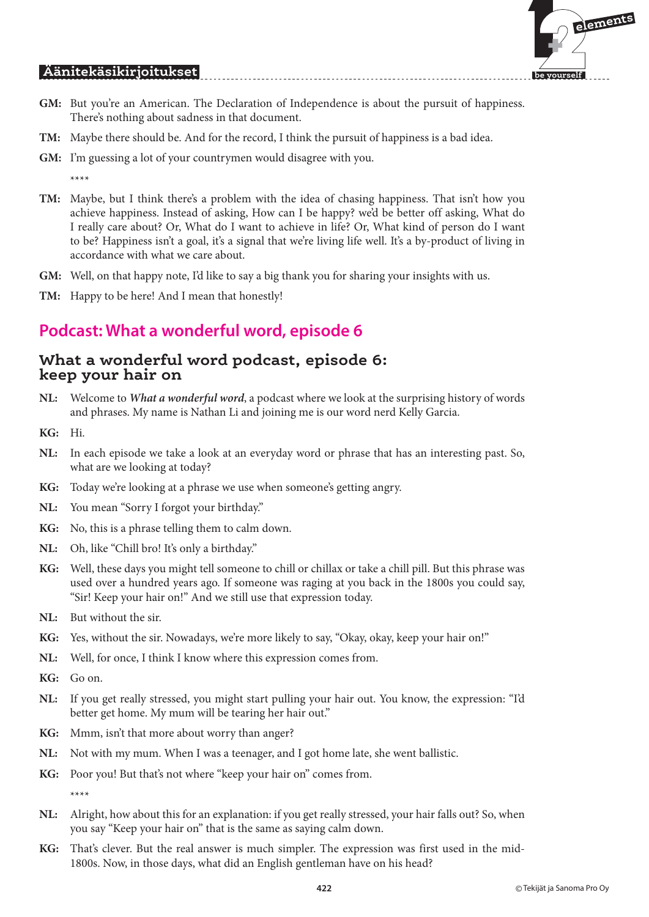**GM:** But you're an American. The Declaration of Independence is about the pursuit of happiness. There's nothing about sadness in that document.

**TM:** Maybe there should be. And for the record, I think the pursuit of happiness is a bad idea.

**GM:** I'm guessing a lot of your countrymen would disagree with you.

\*\*\*\*

**TM:** Maybe, but I think there's a problem with the idea of chasing happiness. That isn't how you achieve happiness. Instead of asking, How can I be happy? we'd be better off asking, What do I really care about? Or, What do I want to achieve in life? Or, What kind of person do I want to be? Happiness isn't a goal, it's a signal that we're living life well. It's a by-product of living in accordance with what we care about.

**GM:** Well, on that happy note, I'd like to say a big thank you for sharing your insights with us.

**TM:** Happy to be here! And I mean that honestly!

## Podcast: What a wonderful word, episode 6

### What a wonderful word podcast, episode 6: keep your hair on

**NL:** Welcome to ***What a wonderful word***, a podcast where we look at the surprising history of words and phrases. My name is Nathan Li and joining me is our word nerd Kelly Garcia.

**KG:** Hi.

**NL:** In each episode we take a look at an everyday word or phrase that has an interesting past. So, what are we looking at today?

**KG:** Today we're looking at a phrase we use when someone's getting angry.

**NL:** You mean "Sorry I forgot your birthday."

**KG:** No, this is a phrase telling them to calm down.

**NL:** Oh, like "Chill bro! It's only a birthday."

**KG:** Well, these days you might tell someone to chill or chillax or take a chill pill. But this phrase was used over a hundred years ago. If someone was raging at you back in the 1800s you could say, "Sir! Keep your hair on!" And we still use that expression today.

**NL:** But without the sir.

**KG:** Yes, without the sir. Nowadays, we're more likely to say, "Okay, okay, keep your hair on!"

**NL:** Well, for once, I think I know where this expression comes from.

**KG:** Go on.

**NL:** If you get really stressed, you might start pulling your hair out. You know, the expression: "I'd better get home. My mum will be tearing her hair out."

**KG:** Mmm, isn't that more about worry than anger?

**NL:** Not with my mum. When I was a teenager, and I got home late, she went ballistic.

**KG:** Poor you! But that's not where "keep your hair on" comes from.

\*\*\*\*

**NL:** Alright, how about this for an explanation: if you get really stressed, your hair falls out? So, when you say "Keep your hair on" that is the same as saying calm down.

**KG:** That's clever. But the real answer is much simpler. The expression was first used in the mid-1800s. Now, in those days, what did an English gentleman have on his head?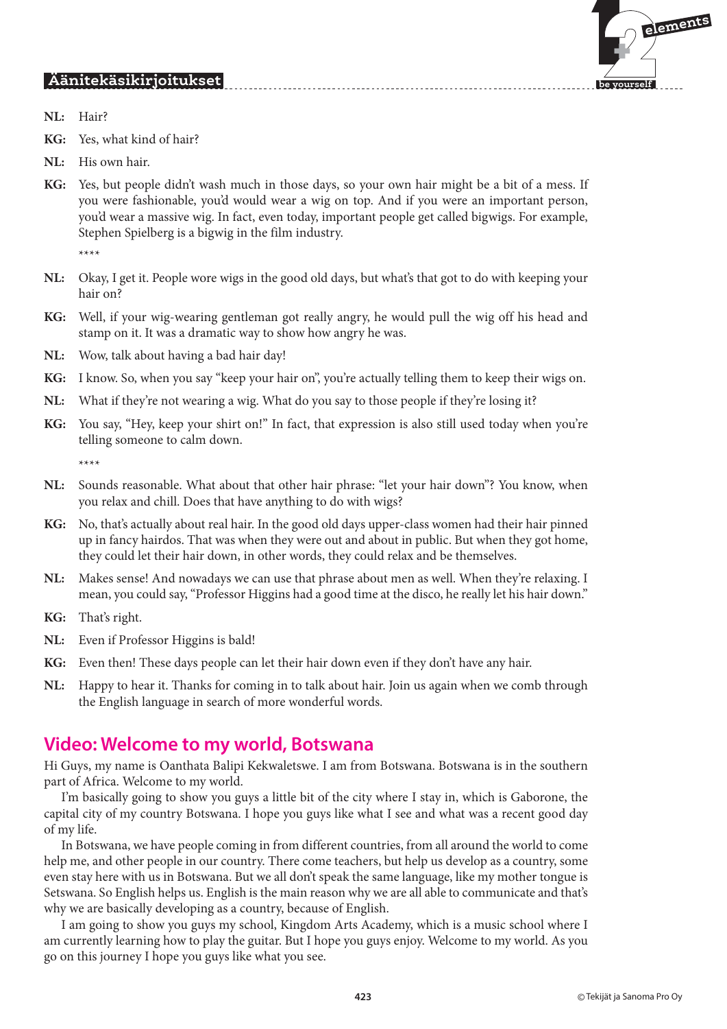**NL:** Hair?

**KG:** Yes, what kind of hair?

**NL:** His own hair.

**KG:** Yes, but people didn't wash much in those days, so your own hair might be a bit of a mess. If you were fashionable, you'd would wear a wig on top. And if you were an important person, you'd wear a massive wig. In fact, even today, important people get called bigwigs. For example, Stephen Spielberg is a bigwig in the film industry.

****

**NL:** Okay, I get it. People wore wigs in the good old days, but what's that got to do with keeping your hair on?

**KG:** Well, if your wig-wearing gentleman got really angry, he would pull the wig off his head and stamp on it. It was a dramatic way to show how angry he was.

**NL:** Wow, talk about having a bad hair day!

**KG:** I know. So, when you say "keep your hair on", you're actually telling them to keep their wigs on.

**NL:** What if they're not wearing a wig. What do you say to those people if they're losing it?

**KG:** You say, "Hey, keep your shirt on!" In fact, that expression is also still used today when you're telling someone to calm down.

****

**NL:** Sounds reasonable. What about that other hair phrase: "let your hair down"? You know, when you relax and chill. Does that have anything to do with wigs?

**KG:** No, that's actually about real hair. In the good old days upper-class women had their hair pinned up in fancy hairdos. That was when they were out and about in public. But when they got home, they could let their hair down, in other words, they could relax and be themselves.

**NL:** Makes sense! And nowadays we can use that phrase about men as well. When they're relaxing. I mean, you could say, "Professor Higgins had a good time at the disco, he really let his hair down."

**KG:** That's right.

**NL:** Even if Professor Higgins is bald!

**KG:** Even then! These days people can let their hair down even if they don't have any hair.

**NL:** Happy to hear it. Thanks for coming in to talk about hair. Join us again when we comb through the English language in search of more wonderful words.

## Video: Welcome to my world, Botswana

Hi Guys, my name is Oanthata Balipi Kekwaletswe. I am from Botswana. Botswana is in the southern part of Africa. Welcome to my world.

I'm basically going to show you guys a little bit of the city where I stay in, which is Gaborone, the capital city of my country Botswana. I hope you guys like what I see and what was a recent good day of my life.

In Botswana, we have people coming in from different countries, from all around the world to come help me, and other people in our country. There come teachers, but help us develop as a country, some even stay here with us in Botswana. But we all don't speak the same language, like my mother tongue is Setswana. So English helps us. English is the main reason why we are all able to communicate and that's why we are basically developing as a country, because of English.

I am going to show you guys my school, Kingdom Arts Academy, which is a music school where I am currently learning how to play the guitar. But I hope you guys enjoy. Welcome to my world. As you go on this journey I hope you guys like what you see.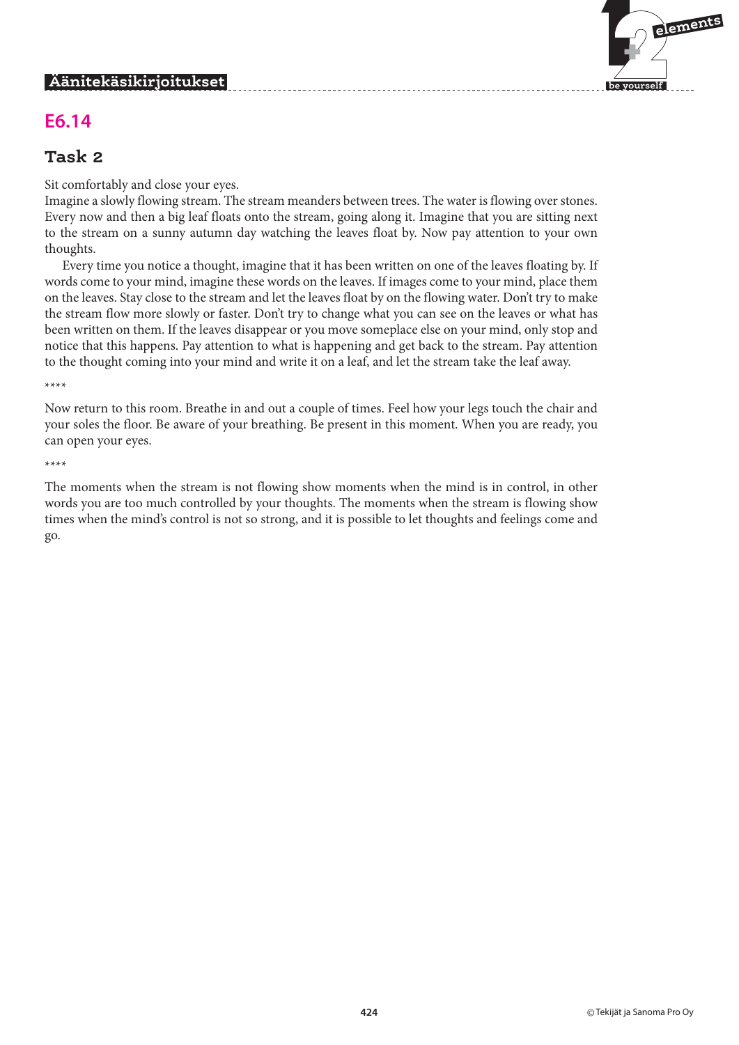## E6.14

### Task 2

Sit comfortably and close your eyes.
Imagine a slowly flowing stream. The stream meanders between trees. The water is flowing over stones. Every now and then a big leaf floats onto the stream, going along it. Imagine that you are sitting next to the stream on a sunny autumn day watching the leaves float by. Now pay attention to your own thoughts.

Every time you notice a thought, imagine that it has been written on one of the leaves floating by. If words come to your mind, imagine these words on the leaves. If images come to your mind, place them on the leaves. Stay close to the stream and let the leaves float by on the flowing water. Don't try to make the stream flow more slowly or faster. Don't try to change what you can see on the leaves or what has been written on them. If the leaves disappear or you move someplace else on your mind, only stop and notice that this happens. Pay attention to what is happening and get back to the stream. Pay attention to the thought coming into your mind and write it on a leaf, and let the stream take the leaf away.

****

Now return to this room. Breathe in and out a couple of times. Feel how your legs touch the chair and your soles the floor. Be aware of your breathing. Be present in this moment. When you are ready, you can open your eyes.

****

The moments when the stream is not flowing show moments when the mind is in control, in other words you are too much controlled by your thoughts. The moments when the stream is flowing show times when the mind's control is not so strong, and it is possible to let thoughts and feelings come and go.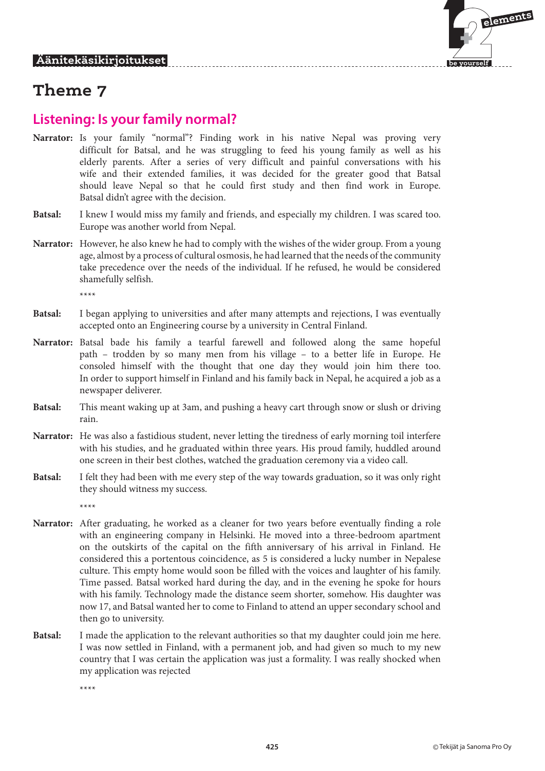# Theme 7

## Listening: Is your family normal?

**Narrator:** Is your family "normal"? Finding work in his native Nepal was proving very difficult for Batsal, and he was struggling to feed his young family as well as his elderly parents. After a series of very difficult and painful conversations with his wife and their extended families, it was decided for the greater good that Batsal should leave Nepal so that he could first study and then find work in Europe. Batsal didn't agree with the decision.

**Batsal:** I knew I would miss my family and friends, and especially my children. I was scared too. Europe was another world from Nepal.

**Narrator:** However, he also knew he had to comply with the wishes of the wider group. From a young age, almost by a process of cultural osmosis, he had learned that the needs of the community take precedence over the needs of the individual. If he refused, he would be considered shamefully selfish.

\*\*\*\*

**Batsal:** I began applying to universities and after many attempts and rejections, I was eventually accepted onto an Engineering course by a university in Central Finland.

**Narrator:** Batsal bade his family a tearful farewell and followed along the same hopeful path – trodden by so many men from his village – to a better life in Europe. He consoled himself with the thought that one day they would join him there too. In order to support himself in Finland and his family back in Nepal, he acquired a job as a newspaper deliverer.

**Batsal:** This meant waking up at 3am, and pushing a heavy cart through snow or slush or driving rain.

**Narrator:** He was also a fastidious student, never letting the tiredness of early morning toil interfere with his studies, and he graduated within three years. His proud family, huddled around one screen in their best clothes, watched the graduation ceremony via a video call.

**Batsal:** I felt they had been with me every step of the way towards graduation, so it was only right they should witness my success.

\*\*\*\*

**Narrator:** After graduating, he worked as a cleaner for two years before eventually finding a role with an engineering company in Helsinki. He moved into a three-bedroom apartment on the outskirts of the capital on the fifth anniversary of his arrival in Finland. He considered this a portentous coincidence, as 5 is considered a lucky number in Nepalese culture. This empty home would soon be filled with the voices and laughter of his family. Time passed. Batsal worked hard during the day, and in the evening he spoke for hours with his family. Technology made the distance seem shorter, somehow. His daughter was now 17, and Batsal wanted her to come to Finland to attend an upper secondary school and then go to university.

**Batsal:** I made the application to the relevant authorities so that my daughter could join me here. I was now settled in Finland, with a permanent job, and had given so much to my new country that I was certain the application was just a formality. I was really shocked when my application was rejected

\*\*\*\*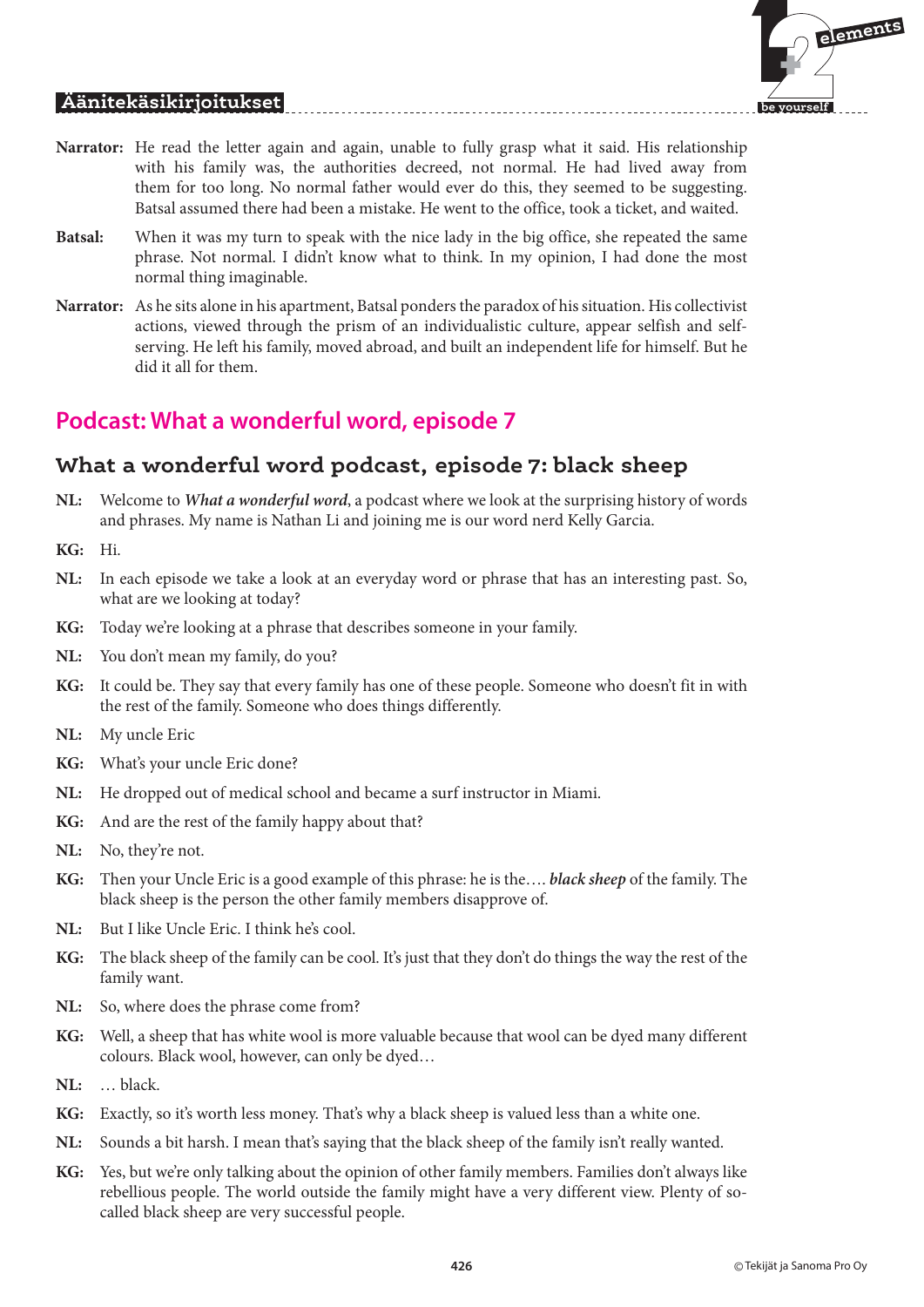**Narrator:** He read the letter again and again, unable to fully grasp what it said. His relationship with his family was, the authorities decreed, not normal. He had lived away from them for too long. No normal father would ever do this, they seemed to be suggesting. Batsal assumed there had been a mistake. He went to the office, took a ticket, and waited.

**Batsal:** When it was my turn to speak with the nice lady in the big office, she repeated the same phrase. Not normal. I didn't know what to think. In my opinion, I had done the most normal thing imaginable.

**Narrator:** As he sits alone in his apartment, Batsal ponders the paradox of his situation. His collectivist actions, viewed through the prism of an individualistic culture, appear selfish and self-serving. He left his family, moved abroad, and built an independent life for himself. But he did it all for them.

## Podcast: What a wonderful word, episode 7

### What a wonderful word podcast, episode 7: black sheep

**NL:** Welcome to ***What a wonderful word***, a podcast where we look at the surprising history of words and phrases. My name is Nathan Li and joining me is our word nerd Kelly Garcia.

**KG:** Hi.

**NL:** In each episode we take a look at an everyday word or phrase that has an interesting past. So, what are we looking at today?

**KG:** Today we're looking at a phrase that describes someone in your family.

**NL:** You don't mean my family, do you?

**KG:** It could be. They say that every family has one of these people. Someone who doesn't fit in with the rest of the family. Someone who does things differently.

**NL:** My uncle Eric

**KG:** What's your uncle Eric done?

**NL:** He dropped out of medical school and became a surf instructor in Miami.

**KG:** And are the rest of the family happy about that?

**NL:** No, they're not.

**KG:** Then your Uncle Eric is a good example of this phrase: he is the…. ***black sheep*** of the family. The black sheep is the person the other family members disapprove of.

**NL:** But I like Uncle Eric. I think he's cool.

**KG:** The black sheep of the family can be cool. It's just that they don't do things the way the rest of the family want.

**NL:** So, where does the phrase come from?

**KG:** Well, a sheep that has white wool is more valuable because that wool can be dyed many different colours. Black wool, however, can only be dyed…

**NL:** … black.

**KG:** Exactly, so it's worth less money. That's why a black sheep is valued less than a white one.

**NL:** Sounds a bit harsh. I mean that's saying that the black sheep of the family isn't really wanted.

**KG:** Yes, but we're only talking about the opinion of other family members. Families don't always like rebellious people. The world outside the family might have a very different view. Plenty of so-called black sheep are very successful people.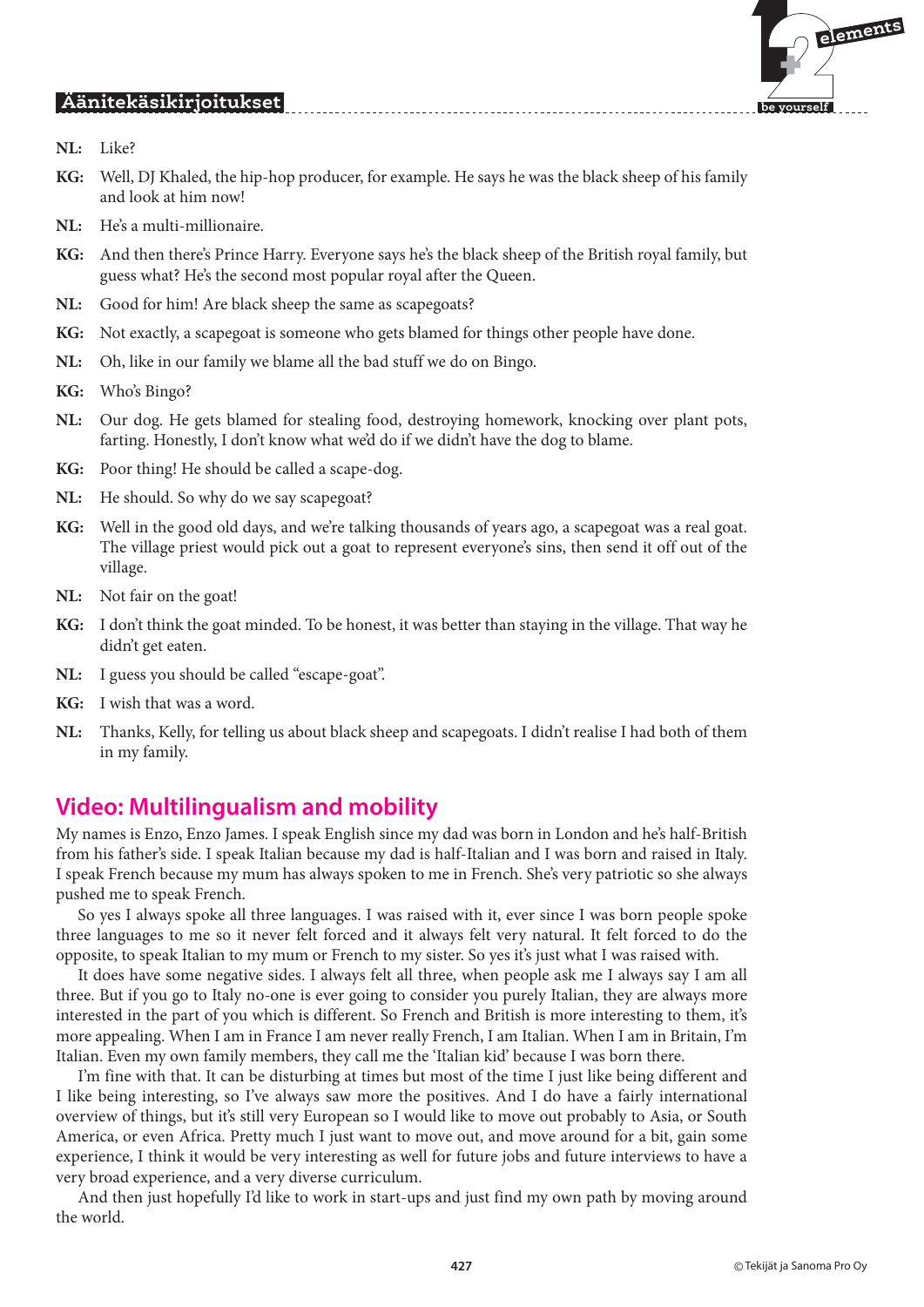**NL:** Like?

**KG:** Well, DJ Khaled, the hip-hop producer, for example. He says he was the black sheep of his family and look at him now!

**NL:** He's a multi-millionaire.

**KG:** And then there's Prince Harry. Everyone says he's the black sheep of the British royal family, but guess what? He's the second most popular royal after the Queen.

**NL:** Good for him! Are black sheep the same as scapegoats?

**KG:** Not exactly, a scapegoat is someone who gets blamed for things other people have done.

**NL:** Oh, like in our family we blame all the bad stuff we do on Bingo.

**KG:** Who's Bingo?

**NL:** Our dog. He gets blamed for stealing food, destroying homework, knocking over plant pots, farting. Honestly, I don't know what we'd do if we didn't have the dog to blame.

**KG:** Poor thing! He should be called a scape-dog.

**NL:** He should. So why do we say scapegoat?

**KG:** Well in the good old days, and we're talking thousands of years ago, a scapegoat was a real goat. The village priest would pick out a goat to represent everyone's sins, then send it off out of the village.

**NL:** Not fair on the goat!

**KG:** I don't think the goat minded. To be honest, it was better than staying in the village. That way he didn't get eaten.

**NL:** I guess you should be called "escape-goat".

**KG:** I wish that was a word.

**NL:** Thanks, Kelly, for telling us about black sheep and scapegoats. I didn't realise I had both of them in my family.

## Video: Multilingualism and mobility

My names is Enzo, Enzo James. I speak English since my dad was born in London and he's half-British from his father's side. I speak Italian because my dad is half-Italian and I was born and raised in Italy. I speak French because my mum has always spoken to me in French. She's very patriotic so she always pushed me to speak French.

So yes I always spoke all three languages. I was raised with it, ever since I was born people spoke three languages to me so it never felt forced and it always felt very natural. It felt forced to do the opposite, to speak Italian to my mum or French to my sister. So yes it's just what I was raised with.

It does have some negative sides. I always felt all three, when people ask me I always say I am all three. But if you go to Italy no-one is ever going to consider you purely Italian, they are always more interested in the part of you which is different. So French and British is more interesting to them, it's more appealing. When I am in France I am never really French, I am Italian. When I am in Britain, I'm Italian. Even my own family members, they call me the 'Italian kid' because I was born there.

I'm fine with that. It can be disturbing at times but most of the time I just like being different and I like being interesting, so I've always saw more the positives. And I do have a fairly international overview of things, but it's still very European so I would like to move out probably to Asia, or South America, or even Africa. Pretty much I just want to move out, and move around for a bit, gain some experience, I think it would be very interesting as well for future jobs and future interviews to have a very broad experience, and a very diverse curriculum.

And then just hopefully I'd like to work in start-ups and just find my own path by moving around the world.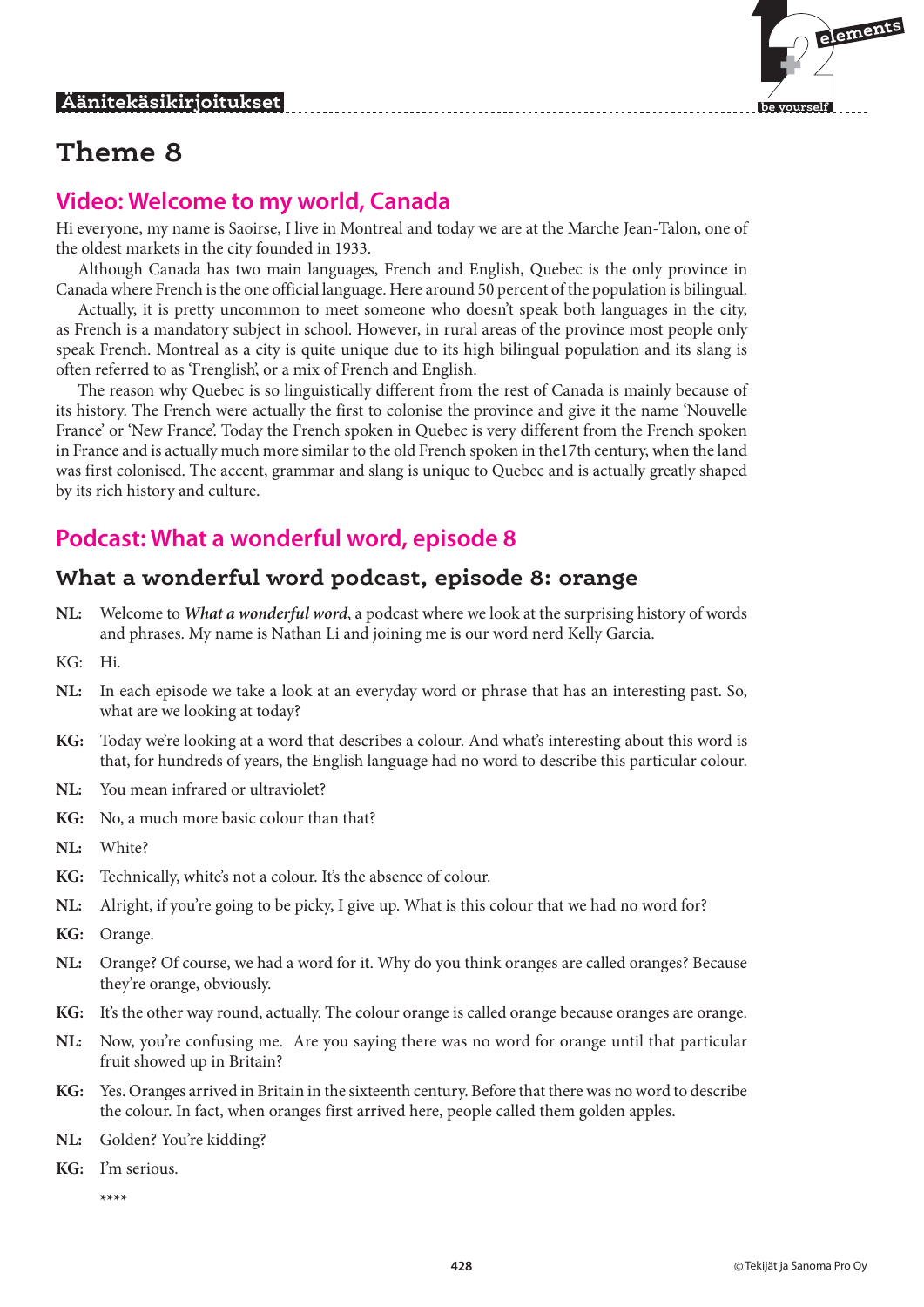# Theme 8

## Video: Welcome to my world, Canada

Hi everyone, my name is Saoirse, I live in Montreal and today we are at the Marche Jean-Talon, one of the oldest markets in the city founded in 1933.

Although Canada has two main languages, French and English, Quebec is the only province in Canada where French is the one official language. Here around 50 percent of the population is bilingual.

Actually, it is pretty uncommon to meet someone who doesn't speak both languages in the city, as French is a mandatory subject in school. However, in rural areas of the province most people only speak French. Montreal as a city is quite unique due to its high bilingual population and its slang is often referred to as 'Frenglish', or a mix of French and English.

The reason why Quebec is so linguistically different from the rest of Canada is mainly because of its history. The French were actually the first to colonise the province and give it the name 'Nouvelle France' or 'New France'. Today the French spoken in Quebec is very different from the French spoken in France and is actually much more similar to the old French spoken in the17th century, when the land was first colonised. The accent, grammar and slang is unique to Quebec and is actually greatly shaped by its rich history and culture.

## Podcast: What a wonderful word, episode 8

### What a wonderful word podcast, episode 8: orange

**NL:** Welcome to ***What a wonderful word***, a podcast where we look at the surprising history of words and phrases. My name is Nathan Li and joining me is our word nerd Kelly Garcia.

KG: Hi.

**NL:** In each episode we take a look at an everyday word or phrase that has an interesting past. So, what are we looking at today?

**KG:** Today we're looking at a word that describes a colour. And what's interesting about this word is that, for hundreds of years, the English language had no word to describe this particular colour.

**NL:** You mean infrared or ultraviolet?

**KG:** No, a much more basic colour than that?

**NL:** White?

**KG:** Technically, white's not a colour. It's the absence of colour.

**NL:** Alright, if you're going to be picky, I give up. What is this colour that we had no word for?

**KG:** Orange.

**NL:** Orange? Of course, we had a word for it. Why do you think oranges are called oranges? Because they're orange, obviously.

**KG:** It's the other way round, actually. The colour orange is called orange because oranges are orange.

**NL:** Now, you're confusing me. Are you saying there was no word for orange until that particular fruit showed up in Britain?

**KG:** Yes. Oranges arrived in Britain in the sixteenth century. Before that there was no word to describe the colour. In fact, when oranges first arrived here, people called them golden apples.

**NL:** Golden? You're kidding?

**KG:** I'm serious.

****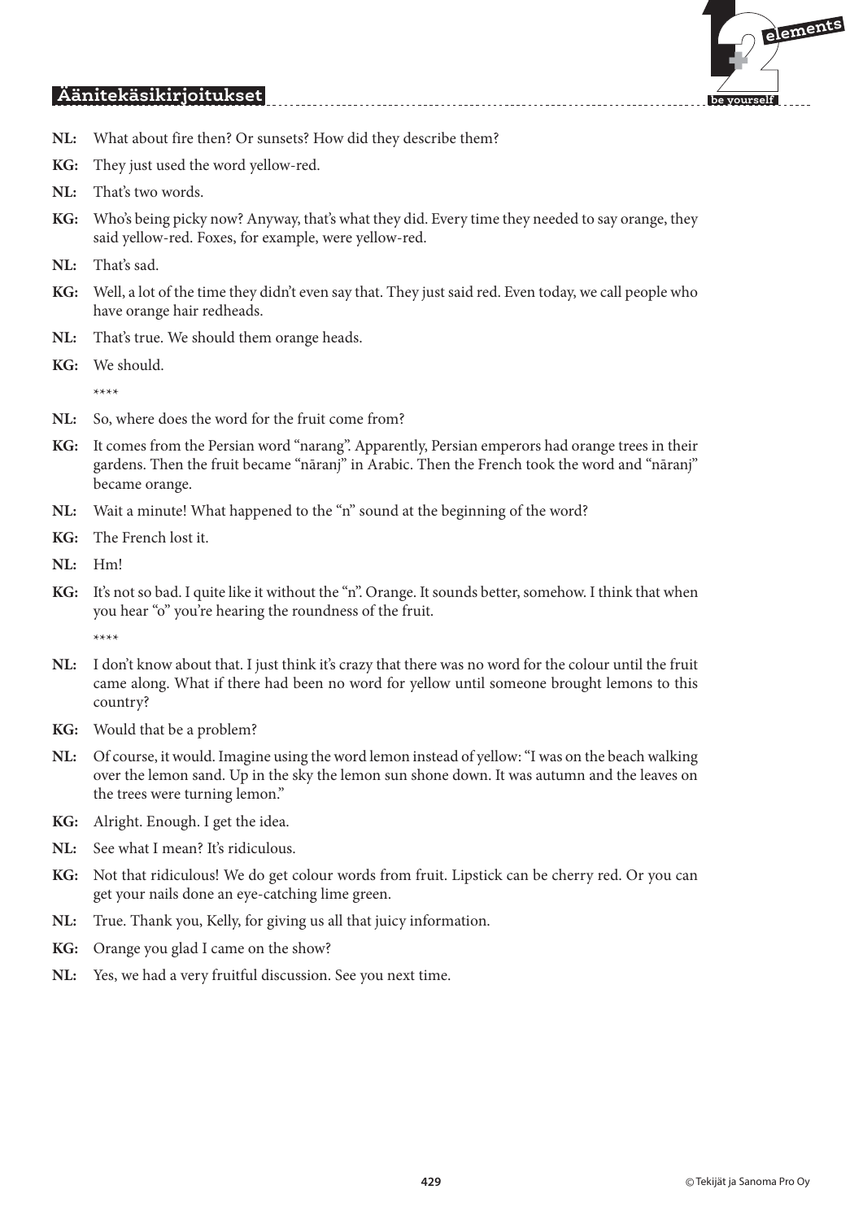- **NL:** What about fire then? Or sunsets? How did they describe them?
- **KG:** They just used the word yellow-red.
- **NL:** That's two words.
- **KG:** Who's being picky now? Anyway, that's what they did. Every time they needed to say orange, they said yellow-red. Foxes, for example, were yellow-red.
- **NL:** That's sad.
- **KG:** Well, a lot of the time they didn't even say that. They just said red. Even today, we call people who have orange hair redheads.
- **NL:** That's true. We should them orange heads.
- **KG:** We should.

****

- **NL:** So, where does the word for the fruit come from?
- **KG:** It comes from the Persian word "narang". Apparently, Persian emperors had orange trees in their gardens. Then the fruit became "nāranj" in Arabic. Then the French took the word and "nāranj" became orange.
- **NL:** Wait a minute! What happened to the "n" sound at the beginning of the word?
- **KG:** The French lost it.
- **NL:** Hm!
- **KG:** It's not so bad. I quite like it without the "n". Orange. It sounds better, somehow. I think that when you hear "o" you're hearing the roundness of the fruit.

****

- **NL:** I don't know about that. I just think it's crazy that there was no word for the colour until the fruit came along. What if there had been no word for yellow until someone brought lemons to this country?
- **KG:** Would that be a problem?
- **NL:** Of course, it would. Imagine using the word lemon instead of yellow: "I was on the beach walking over the lemon sand. Up in the sky the lemon sun shone down. It was autumn and the leaves on the trees were turning lemon."
- **KG:** Alright. Enough. I get the idea.
- **NL:** See what I mean? It's ridiculous.
- **KG:** Not that ridiculous! We do get colour words from fruit. Lipstick can be cherry red. Or you can get your nails done an eye-catching lime green.
- **NL:** True. Thank you, Kelly, for giving us all that juicy information.
- **KG:** Orange you glad I came on the show?
- **NL:** Yes, we had a very fruitful discussion. See you next time.